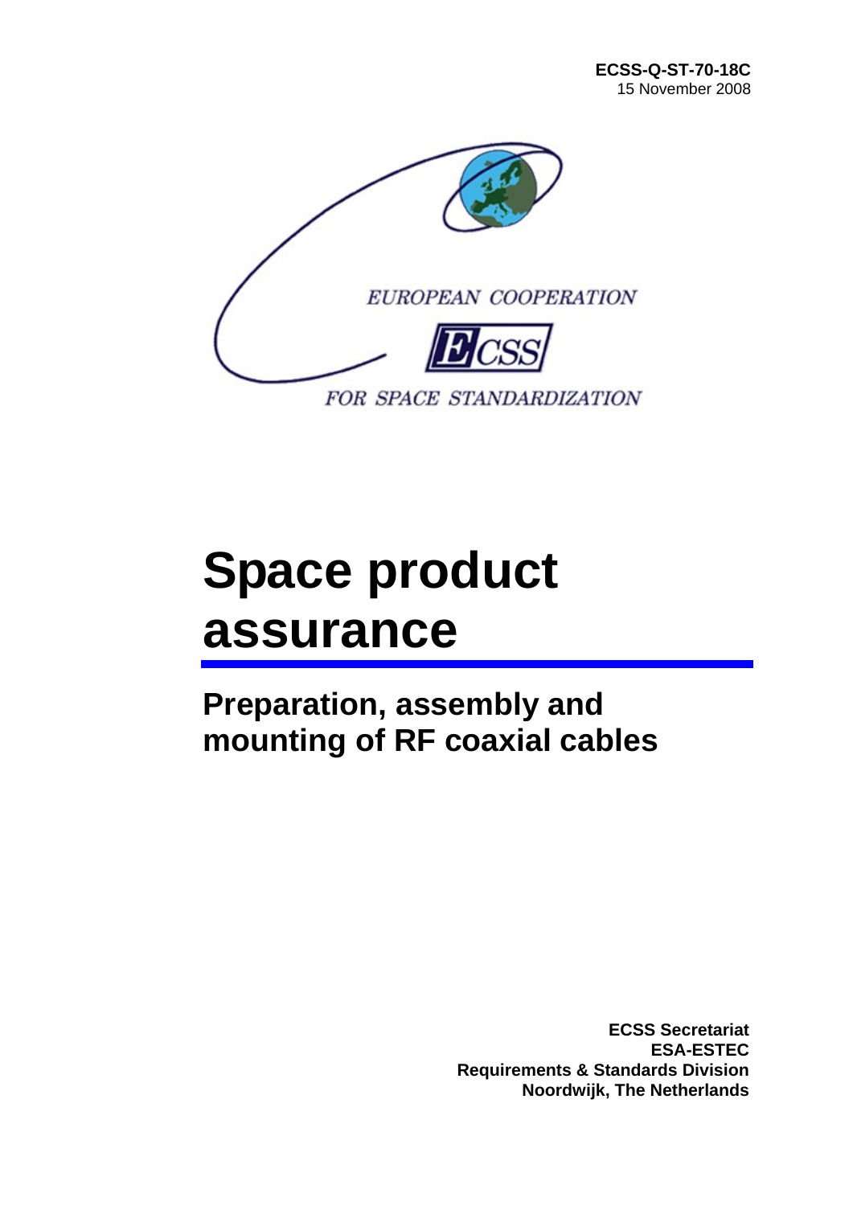**ECSS-Q-ST-70-18C**
15 November 2008

EUROPEAN COOPERATION

ECSS

FOR SPACE STANDARDIZATION

# Space product assurance

## Preparation, assembly and mounting of RF coaxial cables

**ECSS Secretariat**
**ESA-ESTEC**
**Requirements & Standards Division**
**Noordwijk, The Netherlands**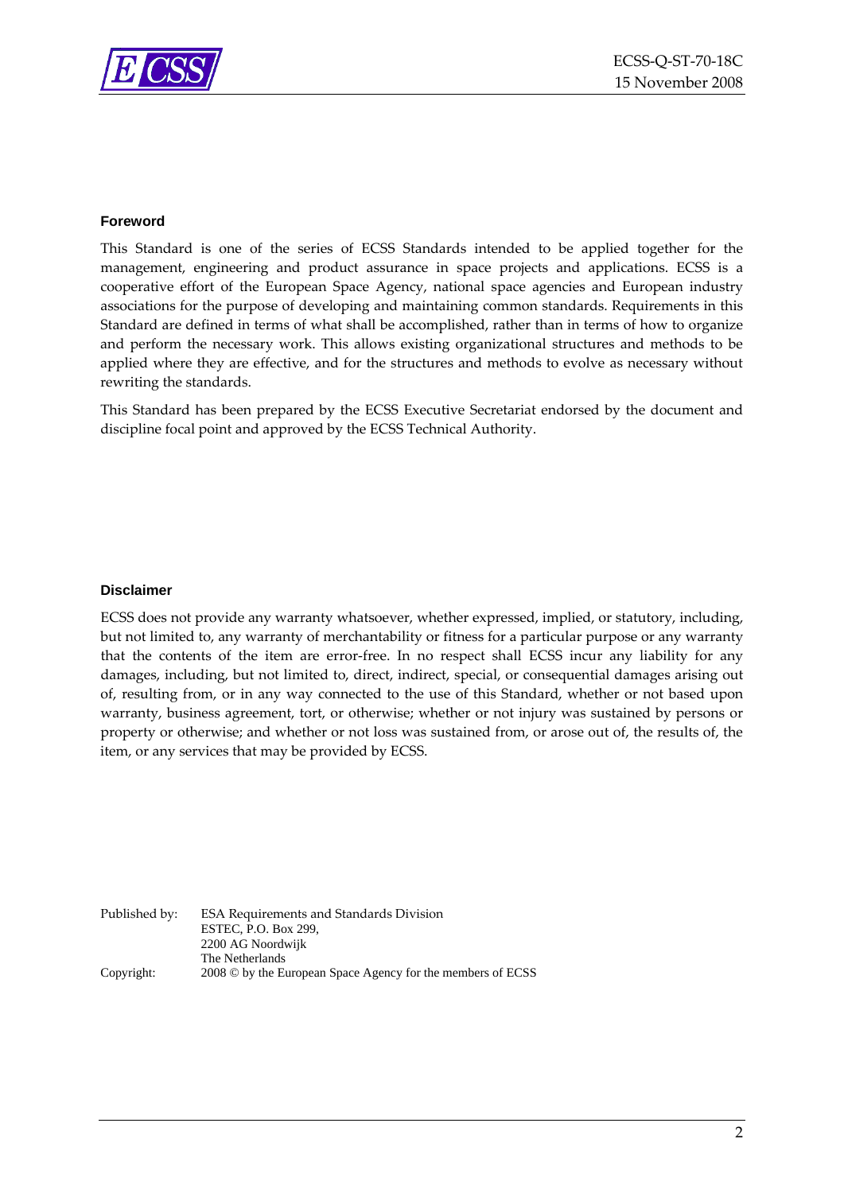## Foreword

This Standard is one of the series of ECSS Standards intended to be applied together for the management, engineering and product assurance in space projects and applications. ECSS is a cooperative effort of the European Space Agency, national space agencies and European industry associations for the purpose of developing and maintaining common standards. Requirements in this Standard are defined in terms of what shall be accomplished, rather than in terms of how to organize and perform the necessary work. This allows existing organizational structures and methods to be applied where they are effective, and for the structures and methods to evolve as necessary without rewriting the standards.

This Standard has been prepared by the ECSS Executive Secretariat endorsed by the document and discipline focal point and approved by the ECSS Technical Authority.

## Disclaimer

ECSS does not provide any warranty whatsoever, whether expressed, implied, or statutory, including, but not limited to, any warranty of merchantability or fitness for a particular purpose or any warranty that the contents of the item are error-free. In no respect shall ECSS incur any liability for any damages, including, but not limited to, direct, indirect, special, or consequential damages arising out of, resulting from, or in any way connected to the use of this Standard, whether or not based upon warranty, business agreement, tort, or otherwise; whether or not injury was sustained by persons or property or otherwise; and whether or not loss was sustained from, or arose out of, the results of, the item, or any services that may be provided by ECSS.

Published by: ESA Requirements and Standards Division
ESTEC, P.O. Box 299,
2200 AG Noordwijk
The Netherlands

Copyright: 2008 © by the European Space Agency for the members of ECSS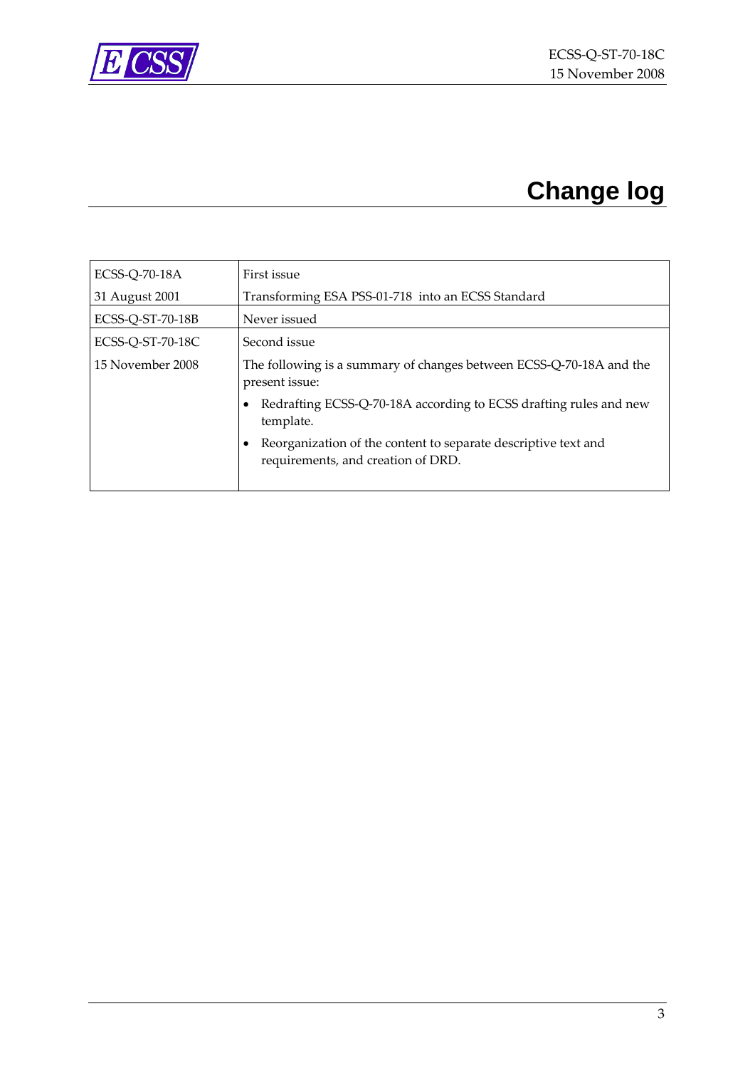# Change log

| | |
|---|---|
| ECSS-Q-70-18A<br>31 August 2001 | First issue<br>Transforming ESA PSS-01-718 into an ECSS Standard |
| ECSS-Q-ST-70-18B | Never issued |
| ECSS-Q-ST-70-18C<br>15 November 2008 | Second issue<br>The following is a summary of changes between ECSS-Q-70-18A and the present issue:<br>• Redrafting ECSS-Q-70-18A according to ECSS drafting rules and new template.<br>• Reorganization of the content to separate descriptive text and requirements, and creation of DRD. |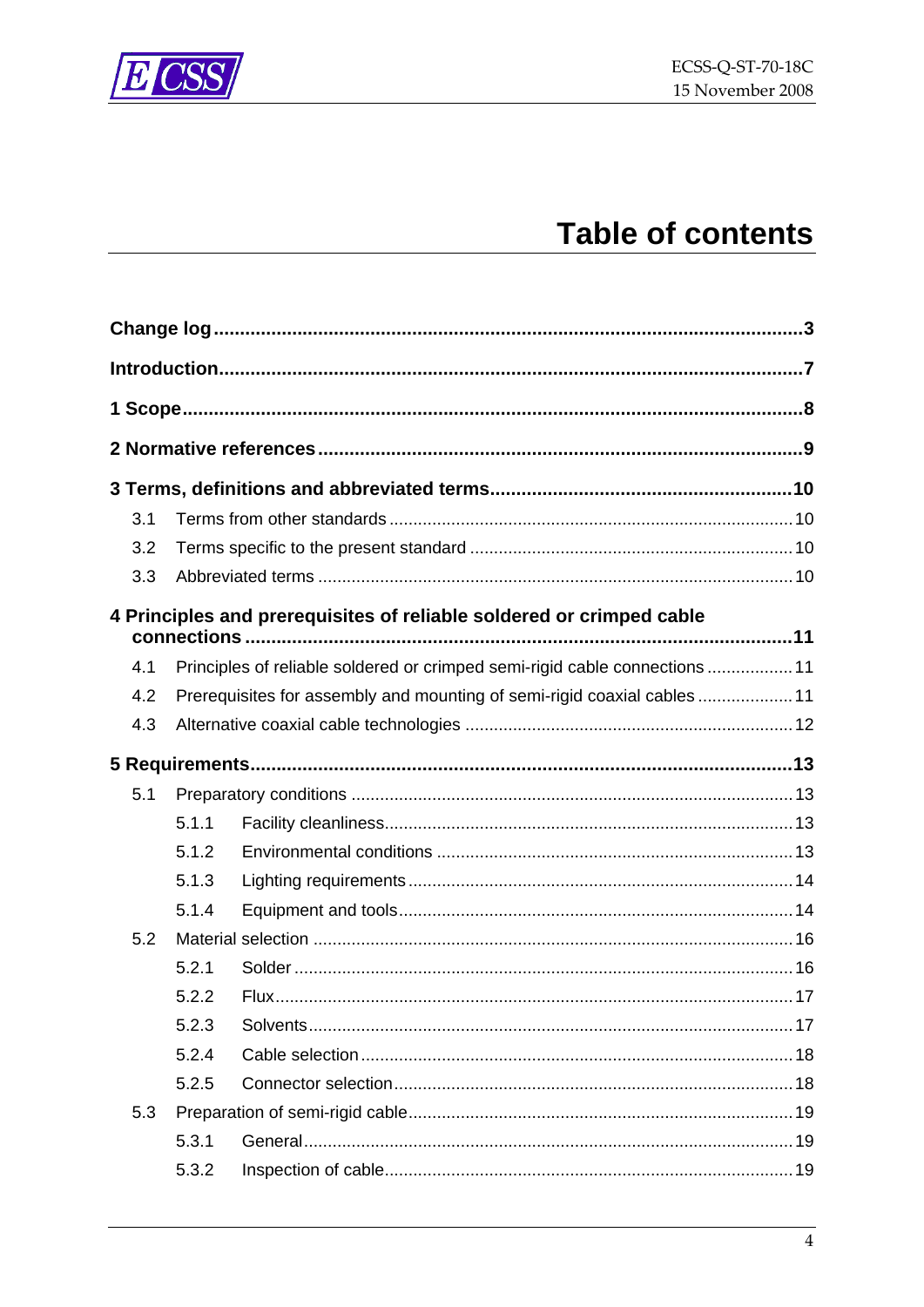# Table of contents

**Change log** .......................................................................................................... **3**

**Introduction** .......................................................................................................... **7**

**1 Scope** .................................................................................................................. **8**

**2 Normative references** ....................................................................................... **9**

**3 Terms, definitions and abbreviated terms** ...................................................... **10**

3.1 Terms from other standards ........................................................................... 10

3.2 Terms specific to the present standard .......................................................... 10

3.3 Abbreviated terms ........................................................................................... 10

**4 Principles and prerequisites of reliable soldered or crimped cable connections** .................................................................................................................. **11**

4.1 Principles of reliable soldered or crimped semi-rigid cable connections ......... 11

4.2 Prerequisites for assembly and mounting of semi-rigid coaxial cables ........... 11

4.3 Alternative coaxial cable technologies ............................................................ 12

**5 Requirements** ..................................................................................................... **13**

5.1 Preparatory conditions ................................................................................... 13

5.1.1 Facility cleanliness ...................................................................................... 13

5.1.2 Environmental conditions ........................................................................... 13

5.1.3 Lighting requirements ................................................................................. 14

5.1.4 Equipment and tools ................................................................................... 14

5.2 Material selection ............................................................................................ 16

5.2.1 Solder ......................................................................................................... 16

5.2.2 Flux ............................................................................................................. 17

5.2.3 Solvents ...................................................................................................... 17

5.2.4 Cable selection ............................................................................................ 18

5.2.5 Connector selection .................................................................................... 18

5.3 Preparation of semi-rigid cable ....................................................................... 19

5.3.1 General ....................................................................................................... 19

5.3.2 Inspection of cable ...................................................................................... 19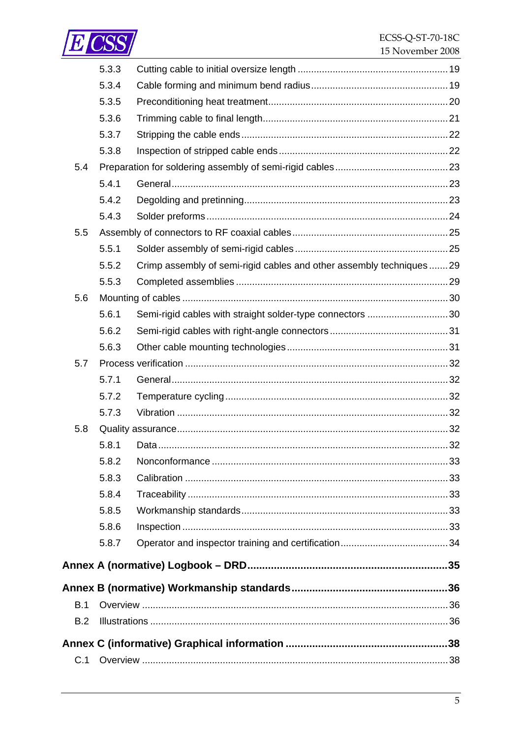5.3.3 Cutting cable to initial oversize length ....................................................... 19

5.3.4 Cable forming and minimum bend radius .................................................. 19

5.3.5 Preconditioning heat treatment .................................................................. 20

5.3.6 Trimming cable to final length .................................................................... 21

5.3.7 Stripping the cable ends ............................................................................ 22

5.3.8 Inspection of stripped cable ends .............................................................. 22

5.4 Preparation for soldering assembly of semi-rigid cables .......................................... 23

5.4.1 General ...................................................................................................... 23

5.4.2 Degolding and pretinning ........................................................................... 23

5.4.3 Solder preforms ......................................................................................... 24

5.5 Assembly of connectors to RF coaxial cables .......................................................... 25

5.5.1 Solder assembly of semi-rigid cables ........................................................ 25

5.5.2 Crimp assembly of semi-rigid cables and other assembly techniques ....... 29

5.5.3 Completed assemblies .............................................................................. 29

5.6 Mounting of cables .................................................................................................. 30

5.6.1 Semi-rigid cables with straight solder-type connectors .............................. 30

5.6.2 Semi-rigid cables with right-angle connectors ............................................ 31

5.6.3 Other cable mounting technologies ............................................................ 31

5.7 Process verification ................................................................................................. 32

5.7.1 General ...................................................................................................... 32

5.7.2 Temperature cycling .................................................................................. 32

5.7.3 Vibration .................................................................................................... 32

5.8 Quality assurance .................................................................................................... 32

5.8.1 Data ........................................................................................................... 32

5.8.2 Nonconformance ....................................................................................... 33

5.8.3 Calibration ................................................................................................. 33

5.8.4 Traceability ................................................................................................ 33

5.8.5 Workmanship standards ............................................................................ 33

5.8.6 Inspection .................................................................................................. 33

5.8.7 Operator and inspector training and certification ....................................... 34

**Annex A (normative) Logbook – DRD .................................................................. 35**

**Annex B (normative) Workmanship standards .................................................... 36**

B.1 Overview ................................................................................................................. 36

B.2 Illustrations ............................................................................................................. 36

**Annex C (informative) Graphical information ...................................................... 38**

C.1 Overview ................................................................................................................. 38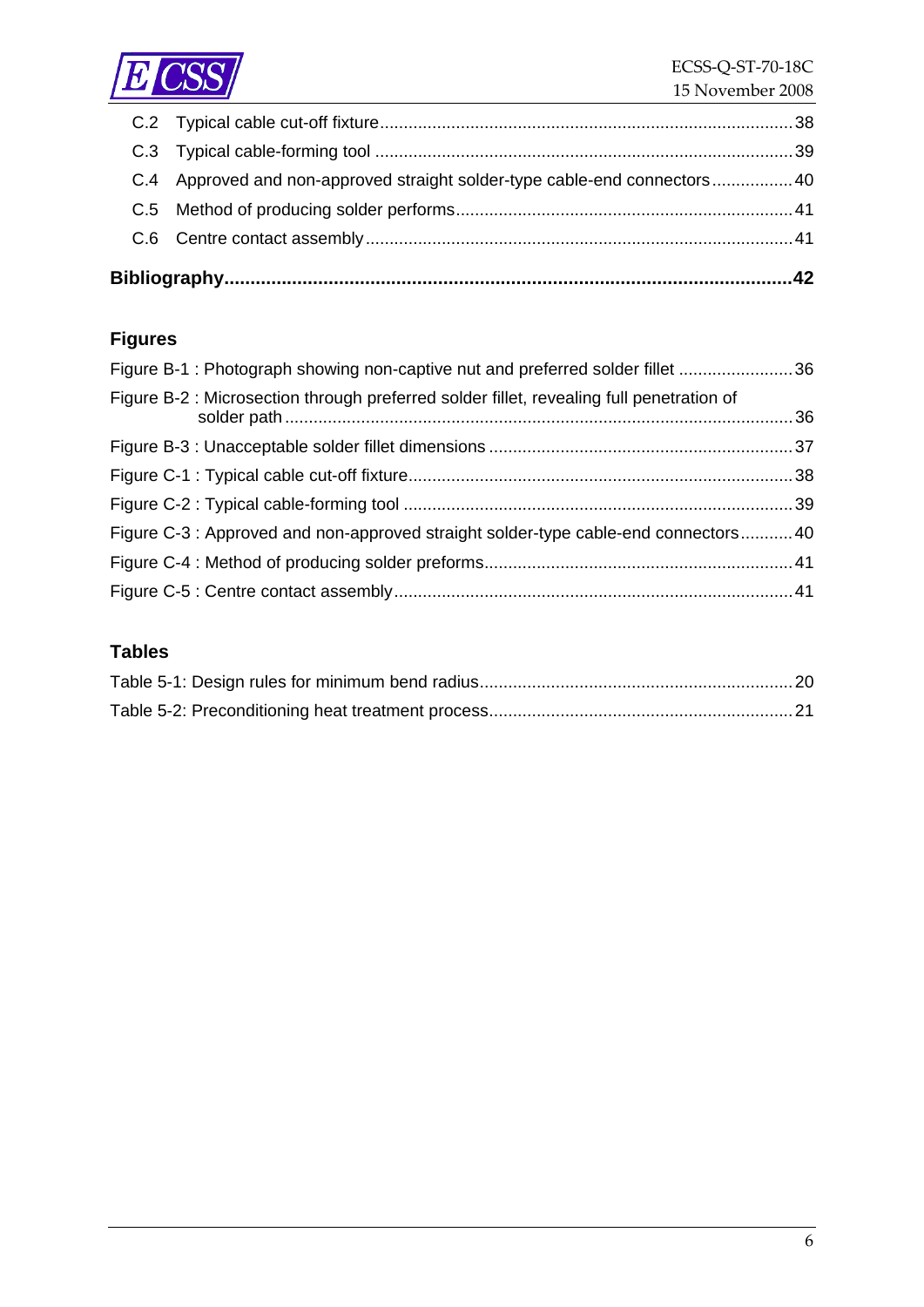C.2 Typical cable cut-off fixture......................................................................................38

C.3 Typical cable-forming tool ........................................................................................39

C.4 Approved and non-approved straight solder-type cable-end connectors.................40

C.5 Method of producing solder performs......................................................................41

C.6 Centre contact assembly..........................................................................................41

**Bibliography.............................................................................................................42**

## Figures

Figure B-1 : Photograph showing non-captive nut and preferred solder fillet ........................36

Figure B-2 : Microsection through preferred solder fillet, revealing full penetration of solder path..........................................................................................................36

Figure B-3 : Unacceptable solder fillet dimensions ................................................................37

Figure C-1 : Typical cable cut-off fixture................................................................................38

Figure C-2 : Typical cable-forming tool .................................................................................39

Figure C-3 : Approved and non-approved straight solder-type cable-end connectors...........40

Figure C-4 : Method of producing solder preforms................................................................41

Figure C-5 : Centre contact assembly....................................................................................41

## Tables

Table 5-1: Design rules for minimum bend radius.................................................................20

Table 5-2: Preconditioning heat treatment process...............................................................21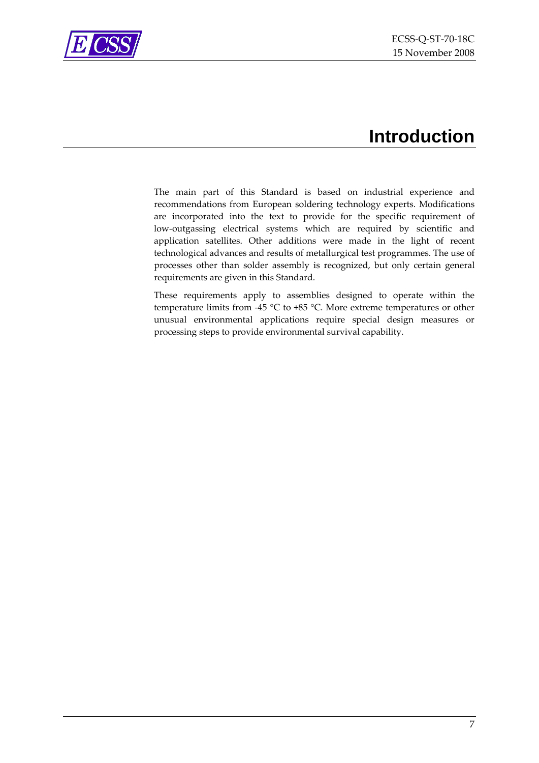# Introduction

The main part of this Standard is based on industrial experience and recommendations from European soldering technology experts. Modifications are incorporated into the text to provide for the specific requirement of low-outgassing electrical systems which are required by scientific and application satellites. Other additions were made in the light of recent technological advances and results of metallurgical test programmes. The use of processes other than solder assembly is recognized, but only certain general requirements are given in this Standard.

These requirements apply to assemblies designed to operate within the temperature limits from -45 °C to +85 °C. More extreme temperatures or other unusual environmental applications require special design measures or processing steps to provide environmental survival capability.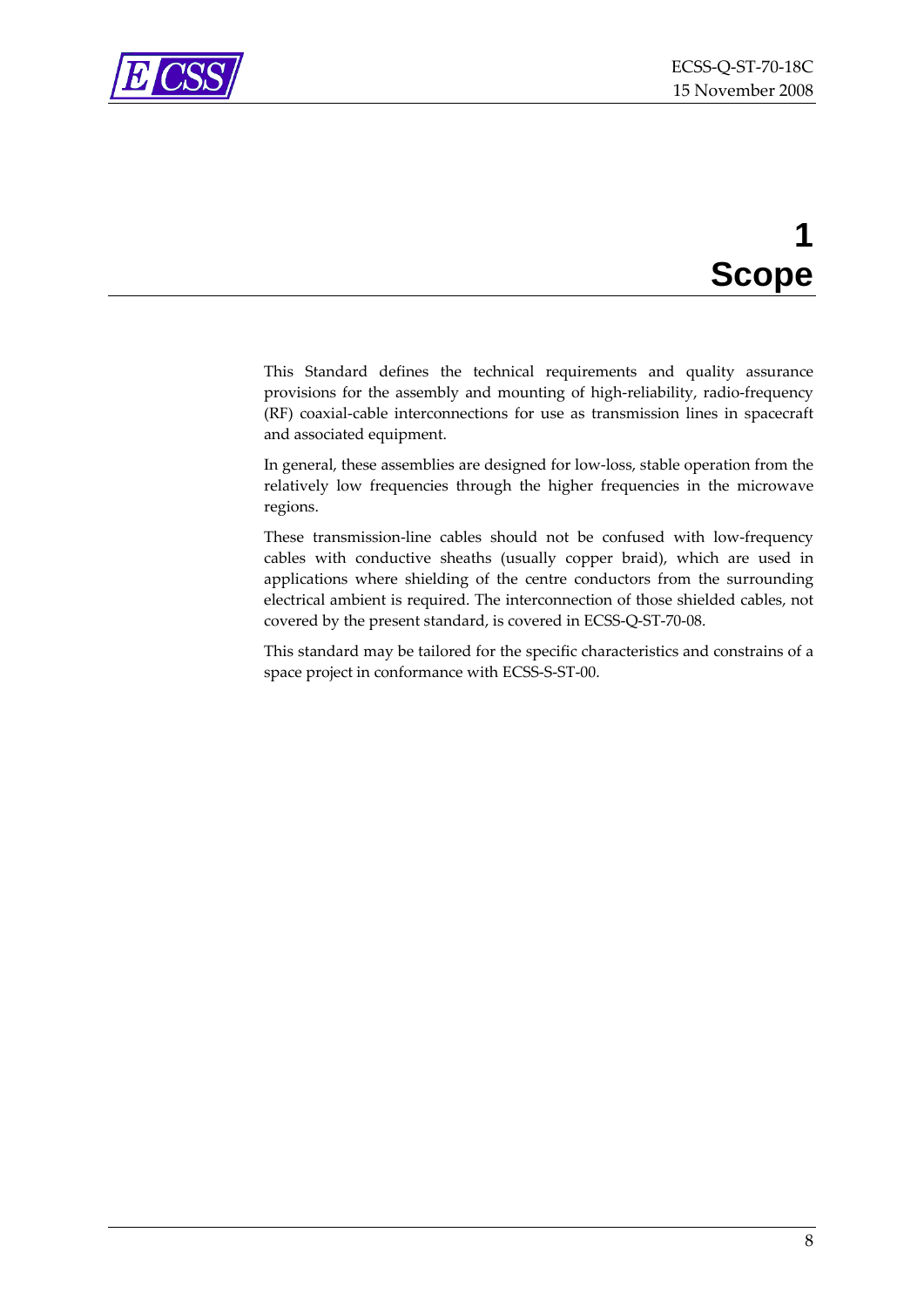# 1 Scope

This Standard defines the technical requirements and quality assurance provisions for the assembly and mounting of high-reliability, radio-frequency (RF) coaxial-cable interconnections for use as transmission lines in spacecraft and associated equipment.

In general, these assemblies are designed for low-loss, stable operation from the relatively low frequencies through the higher frequencies in the microwave regions.

These transmission-line cables should not be confused with low-frequency cables with conductive sheaths (usually copper braid), which are used in applications where shielding of the centre conductors from the surrounding electrical ambient is required. The interconnection of those shielded cables, not covered by the present standard, is covered in ECSS-Q-ST-70-08.

This standard may be tailored for the specific characteristics and constrains of a space project in conformance with ECSS-S-ST-00.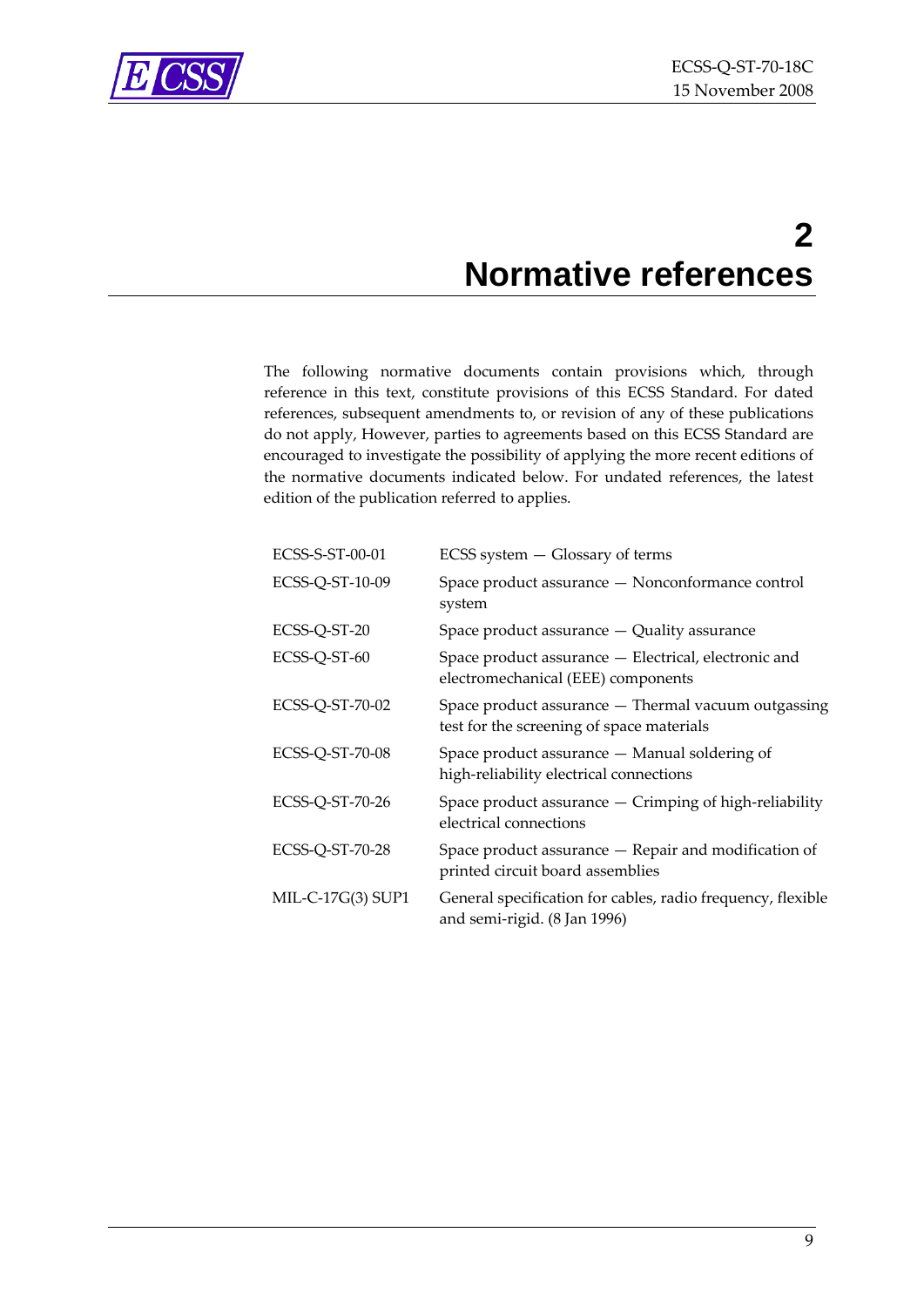# 2 Normative references

The following normative documents contain provisions which, through reference in this text, constitute provisions of this ECSS Standard. For dated references, subsequent amendments to, or revision of any of these publications do not apply, However, parties to agreements based on this ECSS Standard are encouraged to investigate the possibility of applying the more recent editions of the normative documents indicated below. For undated references, the latest edition of the publication referred to applies.

| | |
|---|---|
| ECSS-S-ST-00-01 | ECSS system — Glossary of terms |
| ECSS-Q-ST-10-09 | Space product assurance — Nonconformance control system |
| ECSS-Q-ST-20 | Space product assurance — Quality assurance |
| ECSS-Q-ST-60 | Space product assurance — Electrical, electronic and electromechanical (EEE) components |
| ECSS-Q-ST-70-02 | Space product assurance — Thermal vacuum outgassing test for the screening of space materials |
| ECSS-Q-ST-70-08 | Space product assurance — Manual soldering of high-reliability electrical connections |
| ECSS-Q-ST-70-26 | Space product assurance — Crimping of high-reliability electrical connections |
| ECSS-Q-ST-70-28 | Space product assurance — Repair and modification of printed circuit board assemblies |
| MIL-C-17G(3) SUP1 | General specification for cables, radio frequency, flexible and semi-rigid. (8 Jan 1996) |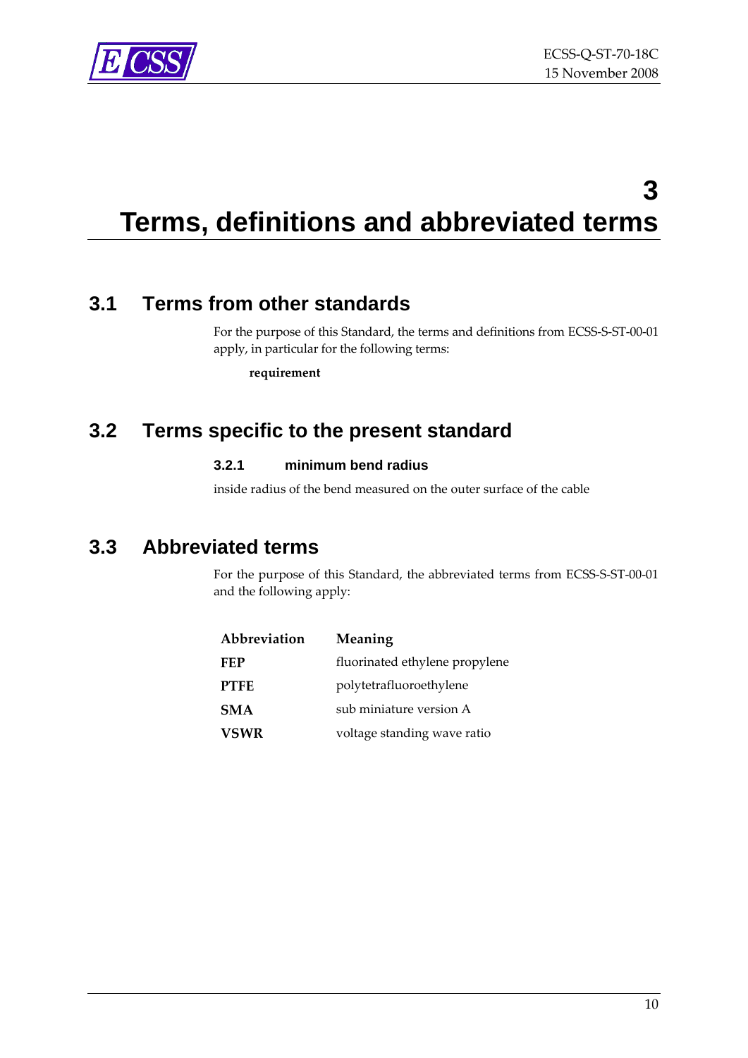# 3 Terms, definitions and abbreviated terms

## 3.1 Terms from other standards

For the purpose of this Standard, the terms and definitions from ECSS-S-ST-00-01 apply, in particular for the following terms:

**requirement**

## 3.2 Terms specific to the present standard

### 3.2.1 minimum bend radius

inside radius of the bend measured on the outer surface of the cable

## 3.3 Abbreviated terms

For the purpose of this Standard, the abbreviated terms from ECSS-S-ST-00-01 and the following apply:

| Abbreviation | Meaning |
|---|---|
| **FEP** | fluorinated ethylene propylene |
| **PTFE** | polytetrafluoroethylene |
| **SMA** | sub miniature version A |
| **VSWR** | voltage standing wave ratio |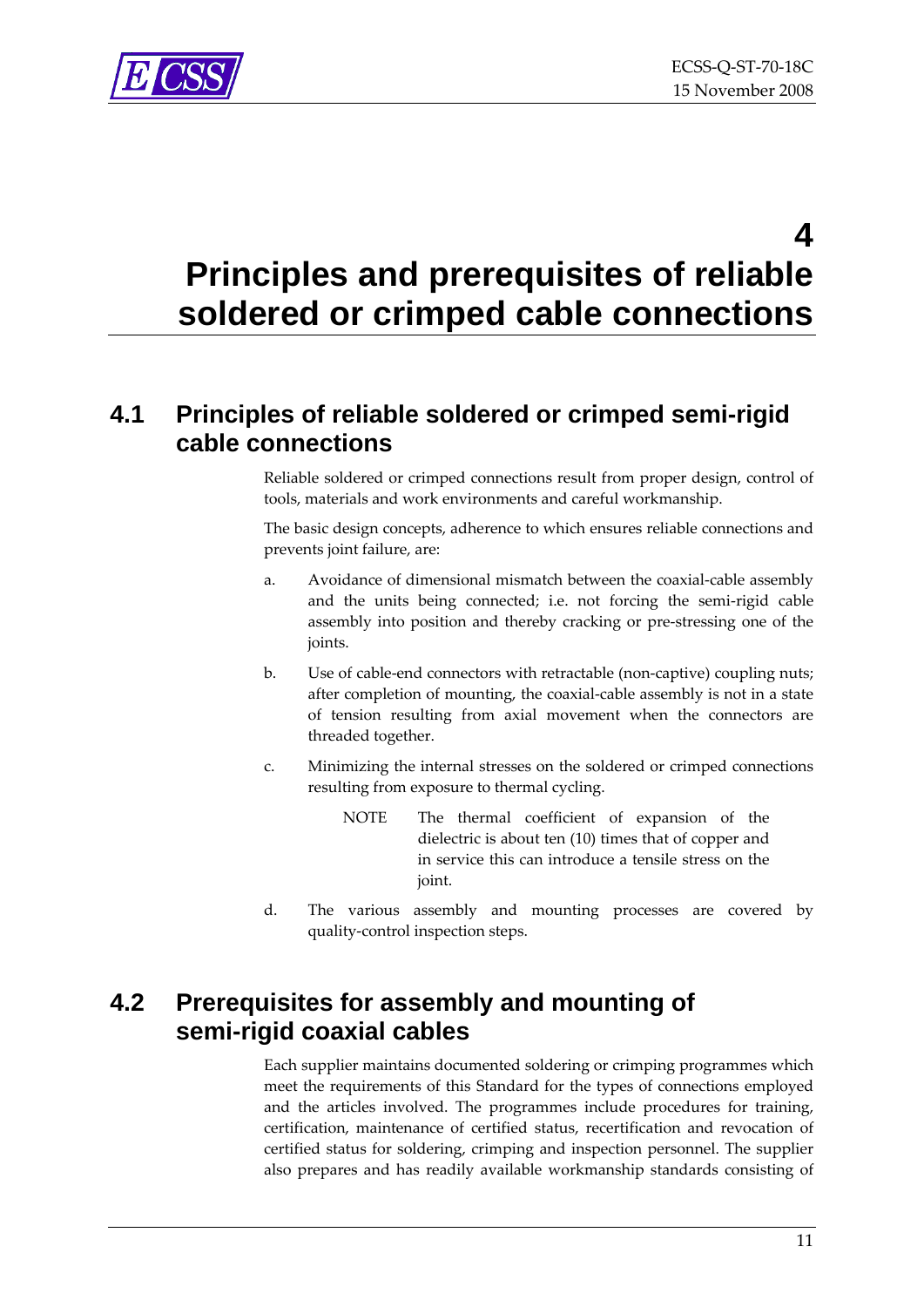# 4 Principles and prerequisites of reliable soldered or crimped cable connections

## 4.1 Principles of reliable soldered or crimped semi-rigid cable connections

Reliable soldered or crimped connections result from proper design, control of tools, materials and work environments and careful workmanship.

The basic design concepts, adherence to which ensures reliable connections and prevents joint failure, are:

a. Avoidance of dimensional mismatch between the coaxial-cable assembly and the units being connected; i.e. not forcing the semi-rigid cable assembly into position and thereby cracking or pre-stressing one of the joints.

b. Use of cable-end connectors with retractable (non-captive) coupling nuts; after completion of mounting, the coaxial-cable assembly is not in a state of tension resulting from axial movement when the connectors are threaded together.

c. Minimizing the internal stresses on the soldered or crimped connections resulting from exposure to thermal cycling.

   NOTE The thermal coefficient of expansion of the dielectric is about ten (10) times that of copper and in service this can introduce a tensile stress on the joint.

d. The various assembly and mounting processes are covered by quality-control inspection steps.

## 4.2 Prerequisites for assembly and mounting of semi-rigid coaxial cables

Each supplier maintains documented soldering or crimping programmes which meet the requirements of this Standard for the types of connections employed and the articles involved. The programmes include procedures for training, certification, maintenance of certified status, recertification and revocation of certified status for soldering, crimping and inspection personnel. The supplier also prepares and has readily available workmanship standards consisting of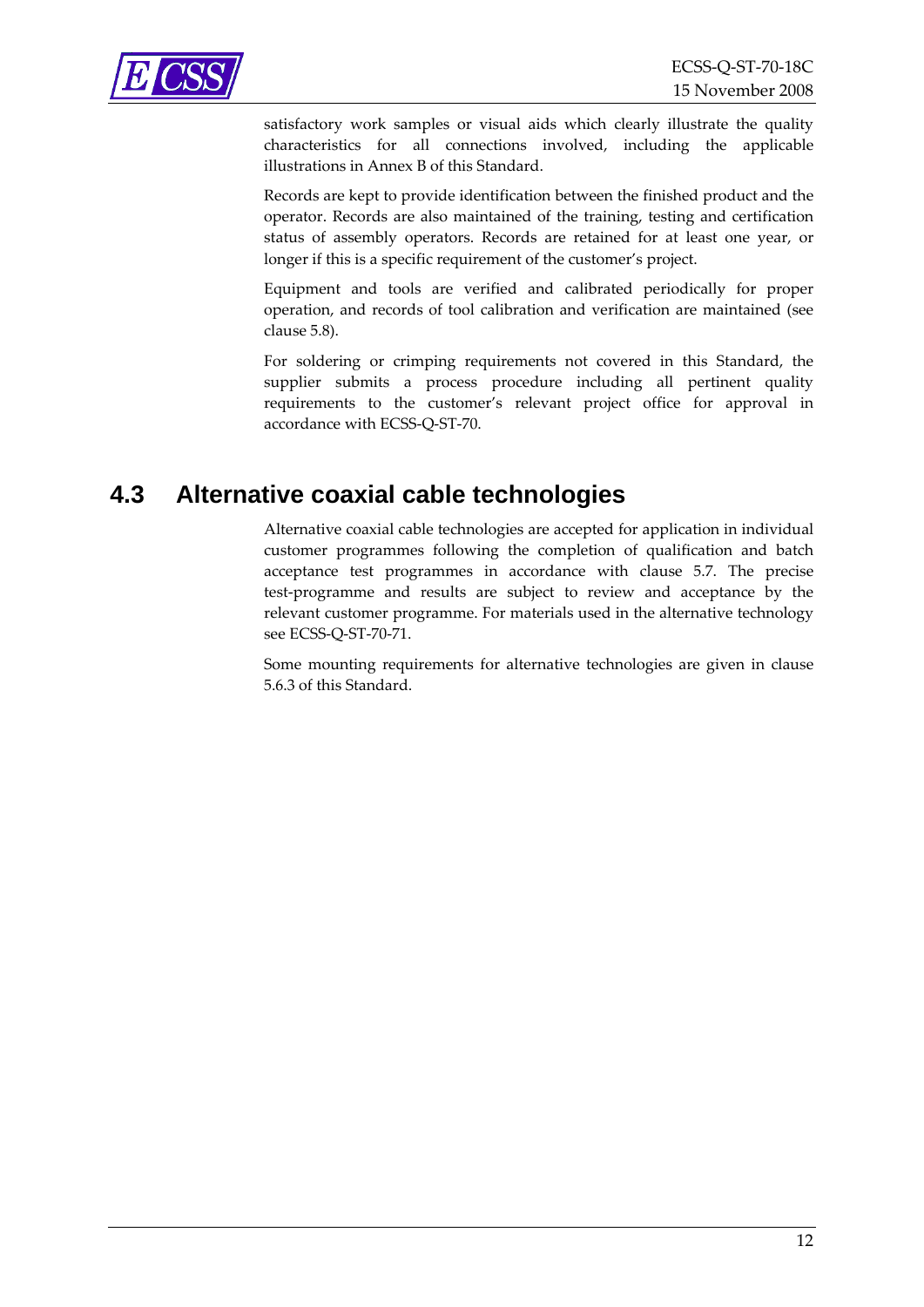satisfactory work samples or visual aids which clearly illustrate the quality characteristics for all connections involved, including the applicable illustrations in Annex B of this Standard.

Records are kept to provide identification between the finished product and the operator. Records are also maintained of the training, testing and certification status of assembly operators. Records are retained for at least one year, or longer if this is a specific requirement of the customer's project.

Equipment and tools are verified and calibrated periodically for proper operation, and records of tool calibration and verification are maintained (see clause 5.8).

For soldering or crimping requirements not covered in this Standard, the supplier submits a process procedure including all pertinent quality requirements to the customer's relevant project office for approval in accordance with ECSS-Q-ST-70.

## 4.3 Alternative coaxial cable technologies

Alternative coaxial cable technologies are accepted for application in individual customer programmes following the completion of qualification and batch acceptance test programmes in accordance with clause 5.7. The precise test-programme and results are subject to review and acceptance by the relevant customer programme. For materials used in the alternative technology see ECSS-Q-ST-70-71.

Some mounting requirements for alternative technologies are given in clause 5.6.3 of this Standard.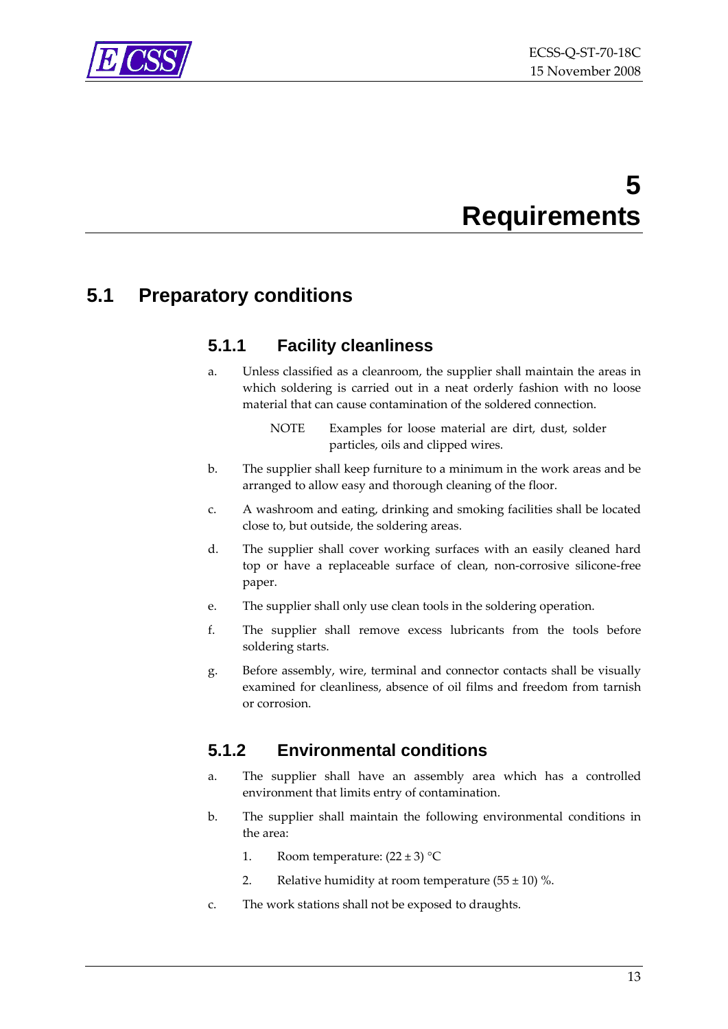# 5 Requirements

## 5.1 Preparatory conditions

### 5.1.1 Facility cleanliness

a. Unless classified as a cleanroom, the supplier shall maintain the areas in which soldering is carried out in a neat orderly fashion with no loose material that can cause contamination of the soldered connection.

   NOTE Examples for loose material are dirt, dust, solder particles, oils and clipped wires.

b. The supplier shall keep furniture to a minimum in the work areas and be arranged to allow easy and thorough cleaning of the floor.

c. A washroom and eating, drinking and smoking facilities shall be located close to, but outside, the soldering areas.

d. The supplier shall cover working surfaces with an easily cleaned hard top or have a replaceable surface of clean, non-corrosive silicone-free paper.

e. The supplier shall only use clean tools in the soldering operation.

f. The supplier shall remove excess lubricants from the tools before soldering starts.

g. Before assembly, wire, terminal and connector contacts shall be visually examined for cleanliness, absence of oil films and freedom from tarnish or corrosion.

### 5.1.2 Environmental conditions

a. The supplier shall have an assembly area which has a controlled environment that limits entry of contamination.

b. The supplier shall maintain the following environmental conditions in the area:

   1. Room temperature: $(22 \pm 3)$ °C

   2. Relative humidity at room temperature $(55 \pm 10)$ %.

c. The work stations shall not be exposed to draughts.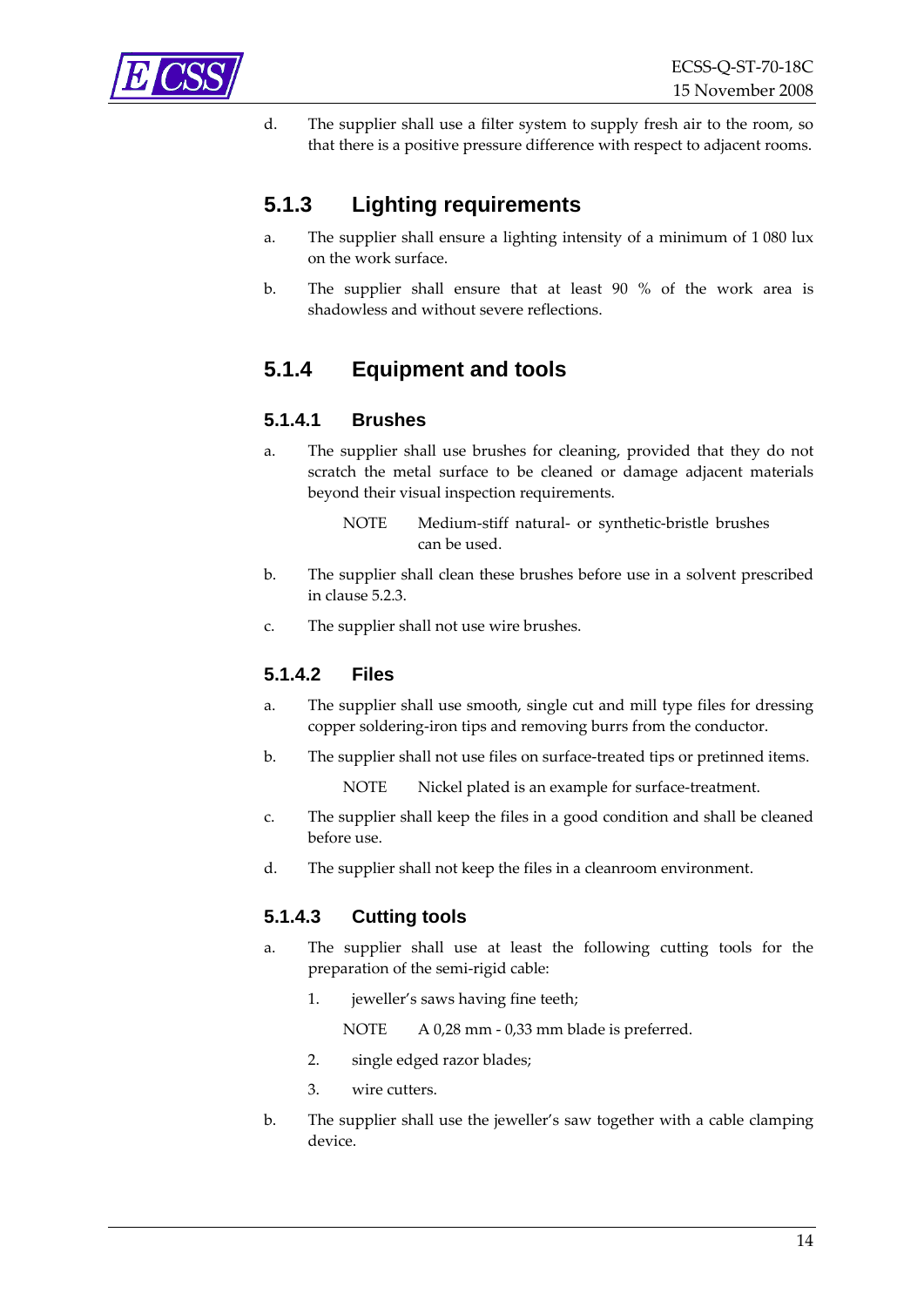d. The supplier shall use a filter system to supply fresh air to the room, so that there is a positive pressure difference with respect to adjacent rooms.

### 5.1.3 Lighting requirements

a. The supplier shall ensure a lighting intensity of a minimum of 1 080 lux on the work surface.

b. The supplier shall ensure that at least 90 % of the work area is shadowless and without severe reflections.

### 5.1.4 Equipment and tools

#### 5.1.4.1 Brushes

a. The supplier shall use brushes for cleaning, provided that they do not scratch the metal surface to be cleaned or damage adjacent materials beyond their visual inspection requirements.

NOTE Medium-stiff natural- or synthetic-bristle brushes can be used.

b. The supplier shall clean these brushes before use in a solvent prescribed in clause 5.2.3.

c. The supplier shall not use wire brushes.

#### 5.1.4.2 Files

a. The supplier shall use smooth, single cut and mill type files for dressing copper soldering-iron tips and removing burrs from the conductor.

b. The supplier shall not use files on surface-treated tips or pretinned items.

NOTE Nickel plated is an example for surface-treatment.

c. The supplier shall keep the files in a good condition and shall be cleaned before use.

d. The supplier shall not keep the files in a cleanroom environment.

#### 5.1.4.3 Cutting tools

a. The supplier shall use at least the following cutting tools for the preparation of the semi-rigid cable:

1. jeweller's saws having fine teeth;

   NOTE A 0,28 mm - 0,33 mm blade is preferred.

2. single edged razor blades;

3. wire cutters.

b. The supplier shall use the jeweller's saw together with a cable clamping device.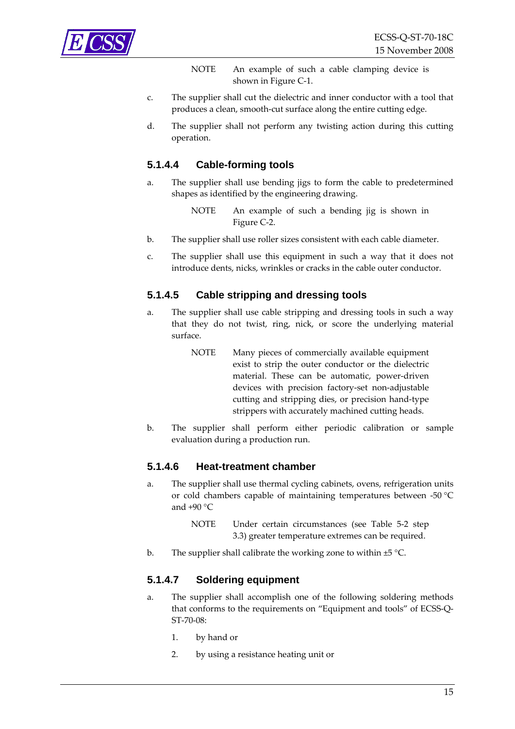NOTE An example of such a cable clamping device is shown in Figure C‐1.

c. The supplier shall cut the dielectric and inner conductor with a tool that produces a clean, smooth‐cut surface along the entire cutting edge.

d. The supplier shall not perform any twisting action during this cutting operation.

#### 5.1.4.4 Cable-forming tools

a. The supplier shall use bending jigs to form the cable to predetermined shapes as identified by the engineering drawing.

NOTE An example of such a bending jig is shown in Figure C‐2.

b. The supplier shall use roller sizes consistent with each cable diameter.

c. The supplier shall use this equipment in such a way that it does not introduce dents, nicks, wrinkles or cracks in the cable outer conductor.

#### 5.1.4.5 Cable stripping and dressing tools

a. The supplier shall use cable stripping and dressing tools in such a way that they do not twist, ring, nick, or score the underlying material surface.

NOTE Many pieces of commercially available equipment exist to strip the outer conductor or the dielectric material. These can be automatic, power‐driven devices with precision factory‐set non‐adjustable cutting and stripping dies, or precision hand‐type strippers with accurately machined cutting heads.

b. The supplier shall perform either periodic calibration or sample evaluation during a production run.

#### 5.1.4.6 Heat-treatment chamber

a. The supplier shall use thermal cycling cabinets, ovens, refrigeration units or cold chambers capable of maintaining temperatures between ‐50 °C and +90 °C

NOTE Under certain circumstances (see Table 5‐2 step 3.3) greater temperature extremes can be required.

b. The supplier shall calibrate the working zone to within ±5 °C.

#### 5.1.4.7 Soldering equipment

a. The supplier shall accomplish one of the following soldering methods that conforms to the requirements on "Equipment and tools" of ECSS‐Q‐ST‐70‐08:

1. by hand or
2. by using a resistance heating unit or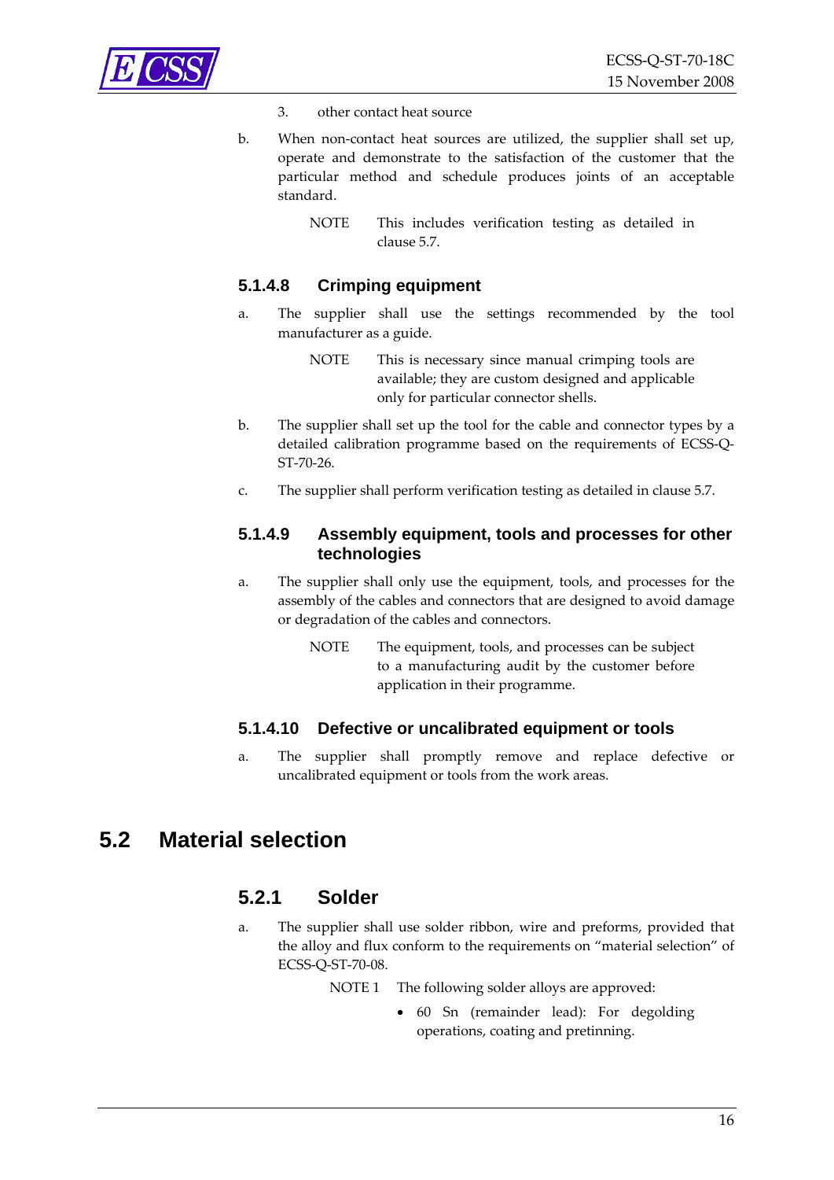3. other contact heat source

b. When non-contact heat sources are utilized, the supplier shall set up, operate and demonstrate to the satisfaction of the customer that the particular method and schedule produces joints of an acceptable standard.

NOTE This includes verification testing as detailed in clause 5.7.

#### 5.1.4.8 Crimping equipment

a. The supplier shall use the settings recommended by the tool manufacturer as a guide.

NOTE This is necessary since manual crimping tools are available; they are custom designed and applicable only for particular connector shells.

b. The supplier shall set up the tool for the cable and connector types by a detailed calibration programme based on the requirements of ECSS-Q-ST-70-26.

c. The supplier shall perform verification testing as detailed in clause 5.7.

#### 5.1.4.9 Assembly equipment, tools and processes for other technologies

a. The supplier shall only use the equipment, tools, and processes for the assembly of the cables and connectors that are designed to avoid damage or degradation of the cables and connectors.

NOTE The equipment, tools, and processes can be subject to a manufacturing audit by the customer before application in their programme.

#### 5.1.4.10 Defective or uncalibrated equipment or tools

a. The supplier shall promptly remove and replace defective or uncalibrated equipment or tools from the work areas.

## 5.2 Material selection

### 5.2.1 Solder

a. The supplier shall use solder ribbon, wire and preforms, provided that the alloy and flux conform to the requirements on "material selection" of ECSS-Q-ST-70-08.

NOTE 1 The following solder alloys are approved:

- 60 Sn (remainder lead): For degolding operations, coating and pretinning.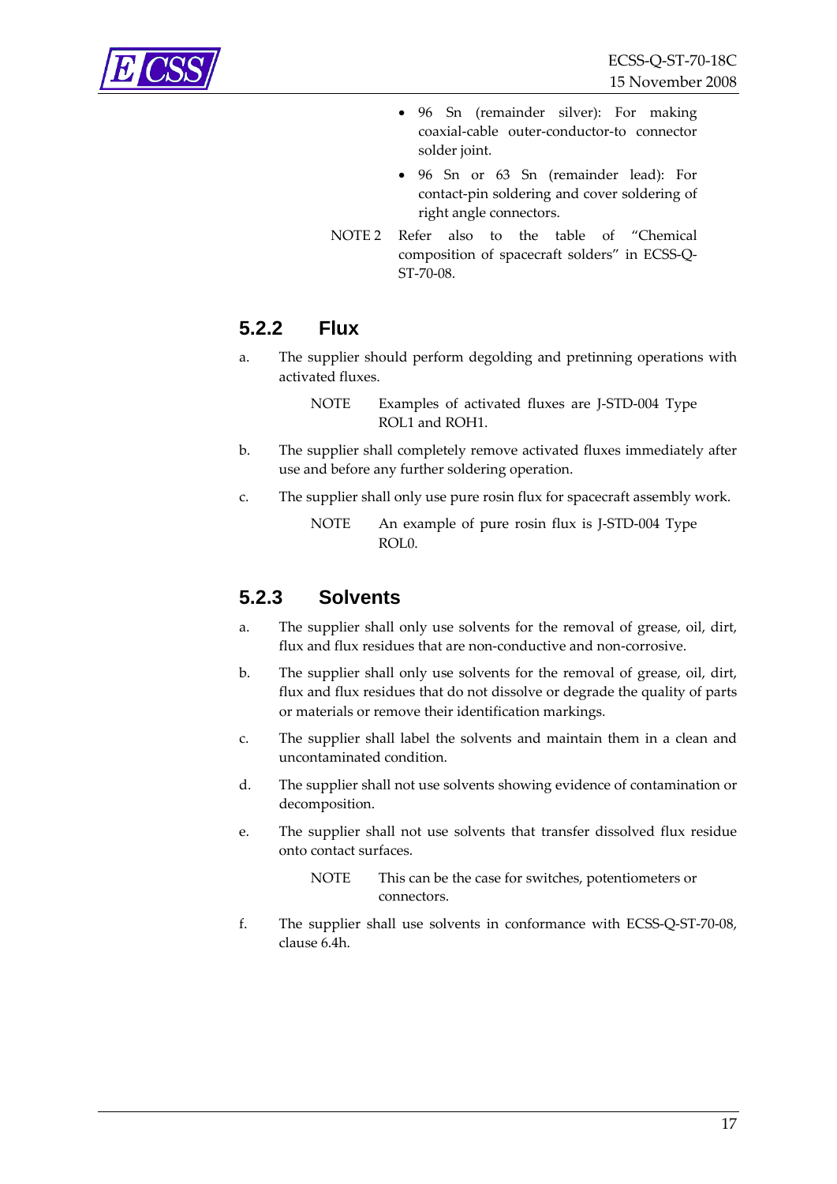- 96 Sn (remainder silver): For making coaxial-cable outer-conductor-to connector solder joint.
- 96 Sn or 63 Sn (remainder lead): For contact-pin soldering and cover soldering of right angle connectors.

NOTE 2 Refer also to the table of "Chemical composition of spacecraft solders" in ECSS-Q-ST-70-08.

### 5.2.2 Flux

a. The supplier should perform degolding and pretinning operations with activated fluxes.

NOTE Examples of activated fluxes are J-STD-004 Type ROL1 and ROH1.

b. The supplier shall completely remove activated fluxes immediately after use and before any further soldering operation.

c. The supplier shall only use pure rosin flux for spacecraft assembly work.

NOTE An example of pure rosin flux is J-STD-004 Type ROL0.

### 5.2.3 Solvents

a. The supplier shall only use solvents for the removal of grease, oil, dirt, flux and flux residues that are non-conductive and non-corrosive.

b. The supplier shall only use solvents for the removal of grease, oil, dirt, flux and flux residues that do not dissolve or degrade the quality of parts or materials or remove their identification markings.

c. The supplier shall label the solvents and maintain them in a clean and uncontaminated condition.

d. The supplier shall not use solvents showing evidence of contamination or decomposition.

e. The supplier shall not use solvents that transfer dissolved flux residue onto contact surfaces.

NOTE This can be the case for switches, potentiometers or connectors.

f. The supplier shall use solvents in conformance with ECSS-Q-ST-70-08, clause 6.4h.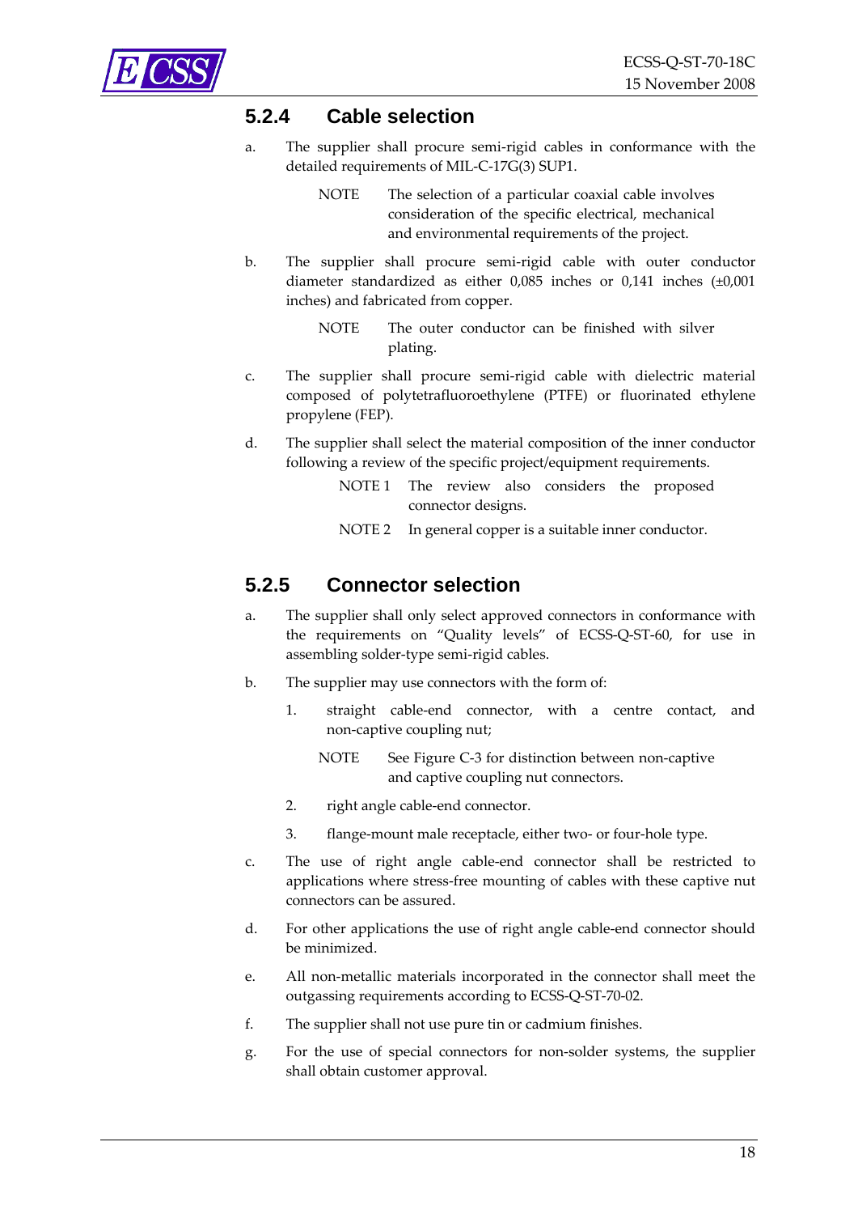### 5.2.4 Cable selection

a. The supplier shall procure semi-rigid cables in conformance with the detailed requirements of MIL-C-17G(3) SUP1.

NOTE The selection of a particular coaxial cable involves consideration of the specific electrical, mechanical and environmental requirements of the project.

b. The supplier shall procure semi-rigid cable with outer conductor diameter standardized as either 0,085 inches or 0,141 inches (±0,001 inches) and fabricated from copper.

NOTE The outer conductor can be finished with silver plating.

c. The supplier shall procure semi-rigid cable with dielectric material composed of polytetrafluoroethylene (PTFE) or fluorinated ethylene propylene (FEP).

d. The supplier shall select the material composition of the inner conductor following a review of the specific project/equipment requirements.

NOTE 1 The review also considers the proposed connector designs.

NOTE 2 In general copper is a suitable inner conductor.

### 5.2.5 Connector selection

a. The supplier shall only select approved connectors in conformance with the requirements on "Quality levels" of ECSS-Q-ST-60, for use in assembling solder-type semi-rigid cables.

b. The supplier may use connectors with the form of:

1. straight cable-end connector, with a centre contact, and non-captive coupling nut;

   NOTE See Figure C-3 for distinction between non-captive and captive coupling nut connectors.

2. right angle cable-end connector.

3. flange-mount male receptacle, either two- or four-hole type.

c. The use of right angle cable-end connector shall be restricted to applications where stress-free mounting of cables with these captive nut connectors can be assured.

d. For other applications the use of right angle cable-end connector should be minimized.

e. All non-metallic materials incorporated in the connector shall meet the outgassing requirements according to ECSS-Q-ST-70-02.

f. The supplier shall not use pure tin or cadmium finishes.

g. For the use of special connectors for non-solder systems, the supplier shall obtain customer approval.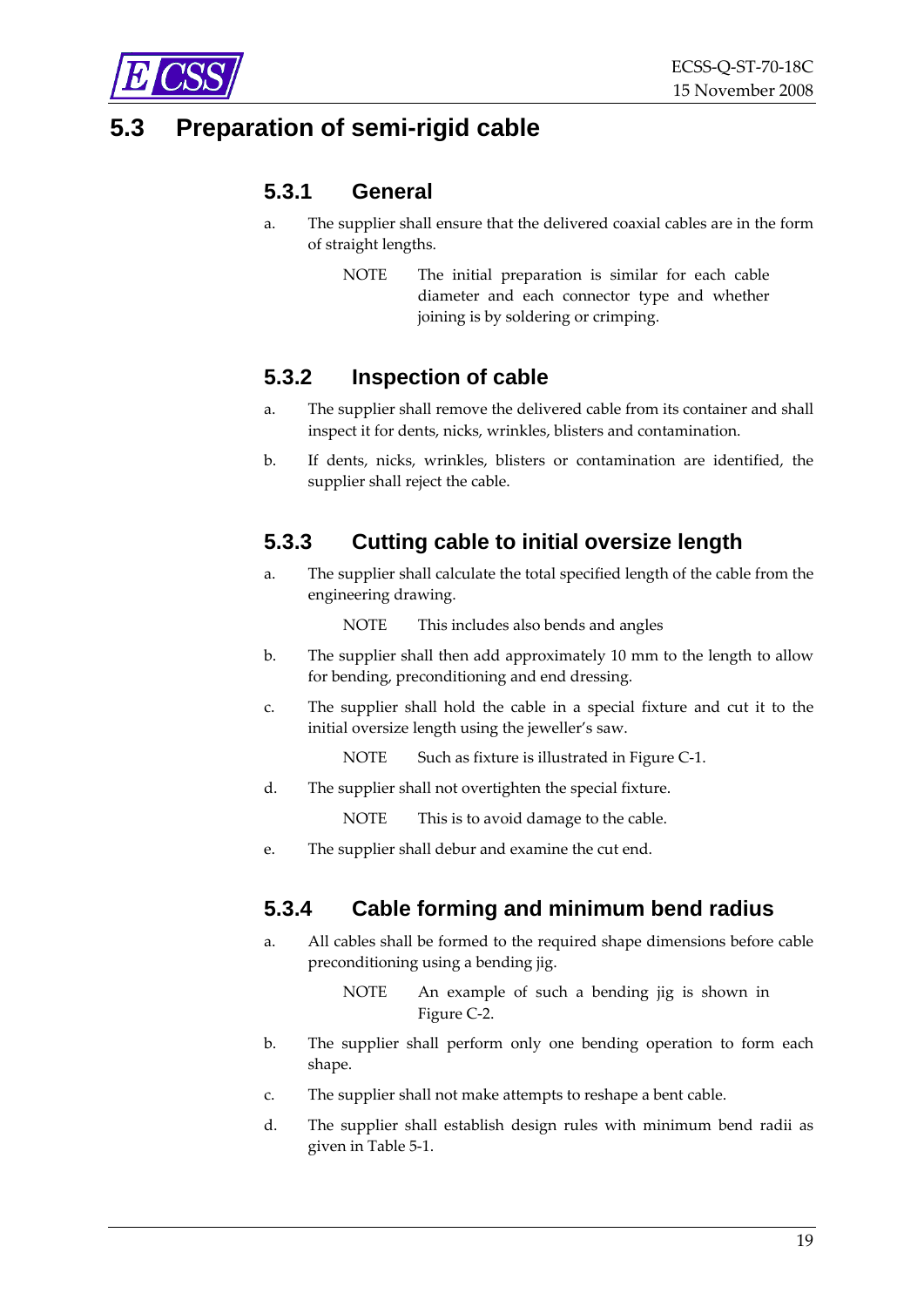## 5.3 Preparation of semi-rigid cable

### 5.3.1 General

a. The supplier shall ensure that the delivered coaxial cables are in the form of straight lengths.

NOTE The initial preparation is similar for each cable diameter and each connector type and whether joining is by soldering or crimping.

### 5.3.2 Inspection of cable

a. The supplier shall remove the delivered cable from its container and shall inspect it for dents, nicks, wrinkles, blisters and contamination.

b. If dents, nicks, wrinkles, blisters or contamination are identified, the supplier shall reject the cable.

### 5.3.3 Cutting cable to initial oversize length

a. The supplier shall calculate the total specified length of the cable from the engineering drawing.

NOTE This includes also bends and angles

b. The supplier shall then add approximately 10 mm to the length to allow for bending, preconditioning and end dressing.

c. The supplier shall hold the cable in a special fixture and cut it to the initial oversize length using the jeweller's saw.

NOTE Such as fixture is illustrated in Figure C-1.

d. The supplier shall not overtighten the special fixture.

NOTE This is to avoid damage to the cable.

e. The supplier shall debur and examine the cut end.

### 5.3.4 Cable forming and minimum bend radius

a. All cables shall be formed to the required shape dimensions before cable preconditioning using a bending jig.

NOTE An example of such a bending jig is shown in Figure C-2.

b. The supplier shall perform only one bending operation to form each shape.

c. The supplier shall not make attempts to reshape a bent cable.

d. The supplier shall establish design rules with minimum bend radii as given in Table 5-1.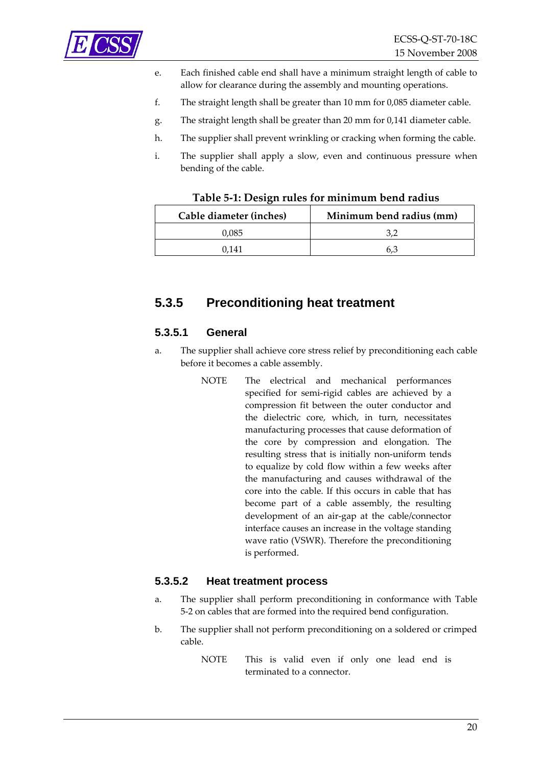e. Each finished cable end shall have a minimum straight length of cable to allow for clearance during the assembly and mounting operations.

f. The straight length shall be greater than 10 mm for 0,085 diameter cable.

g. The straight length shall be greater than 20 mm for 0,141 diameter cable.

h. The supplier shall prevent wrinkling or cracking when forming the cable.

i. The supplier shall apply a slow, even and continuous pressure when bending of the cable.

**Table 5-1: Design rules for minimum bend radius**

| Cable diameter (inches) | Minimum bend radius (mm) |
|---|---|
| 0,085 | 3,2 |
| 0,141 | 6,3 |

## 5.3.5 Preconditioning heat treatment

### 5.3.5.1 General

a. The supplier shall achieve core stress relief by preconditioning each cable before it becomes a cable assembly.

NOTE The electrical and mechanical performances specified for semi-rigid cables are achieved by a compression fit between the outer conductor and the dielectric core, which, in turn, necessitates manufacturing processes that cause deformation of the core by compression and elongation. The resulting stress that is initially non-uniform tends to equalize by cold flow within a few weeks after the manufacturing and causes withdrawal of the core into the cable. If this occurs in cable that has become part of a cable assembly, the resulting development of an air-gap at the cable/connector interface causes an increase in the voltage standing wave ratio (VSWR). Therefore the preconditioning is performed.

### 5.3.5.2 Heat treatment process

a. The supplier shall perform preconditioning in conformance with Table 5-2 on cables that are formed into the required bend configuration.

b. The supplier shall not perform preconditioning on a soldered or crimped cable.

NOTE This is valid even if only one lead end is terminated to a connector.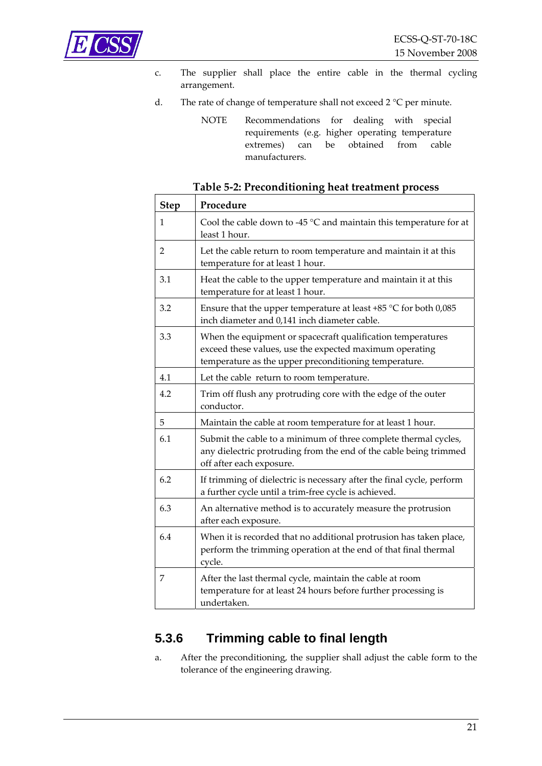c. The supplier shall place the entire cable in the thermal cycling arrangement.

d. The rate of change of temperature shall not exceed 2 °C per minute.

NOTE Recommendations for dealing with special requirements (e.g. higher operating temperature extremes) can be obtained from cable manufacturers.

**Table 5-2: Preconditioning heat treatment process**

| Step | Procedure |
|---|---|
| 1 | Cool the cable down to -45 °C and maintain this temperature for at least 1 hour. |
| 2 | Let the cable return to room temperature and maintain it at this temperature for at least 1 hour. |
| 3.1 | Heat the cable to the upper temperature and maintain it at this temperature for at least 1 hour. |
| 3.2 | Ensure that the upper temperature at least +85 °C for both 0,085 inch diameter and 0,141 inch diameter cable. |
| 3.3 | When the equipment or spacecraft qualification temperatures exceed these values, use the expected maximum operating temperature as the upper preconditioning temperature. |
| 4.1 | Let the cable return to room temperature. |
| 4.2 | Trim off flush any protruding core with the edge of the outer conductor. |
| 5 | Maintain the cable at room temperature for at least 1 hour. |
| 6.1 | Submit the cable to a minimum of three complete thermal cycles, any dielectric protruding from the end of the cable being trimmed off after each exposure. |
| 6.2 | If trimming of dielectric is necessary after the final cycle, perform a further cycle until a trim-free cycle is achieved. |
| 6.3 | An alternative method is to accurately measure the protrusion after each exposure. |
| 6.4 | When it is recorded that no additional protrusion has taken place, perform the trimming operation at the end of that final thermal cycle. |
| 7 | After the last thermal cycle, maintain the cable at room temperature for at least 24 hours before further processing is undertaken. |

### 5.3.6 Trimming cable to final length

a. After the preconditioning, the supplier shall adjust the cable form to the tolerance of the engineering drawing.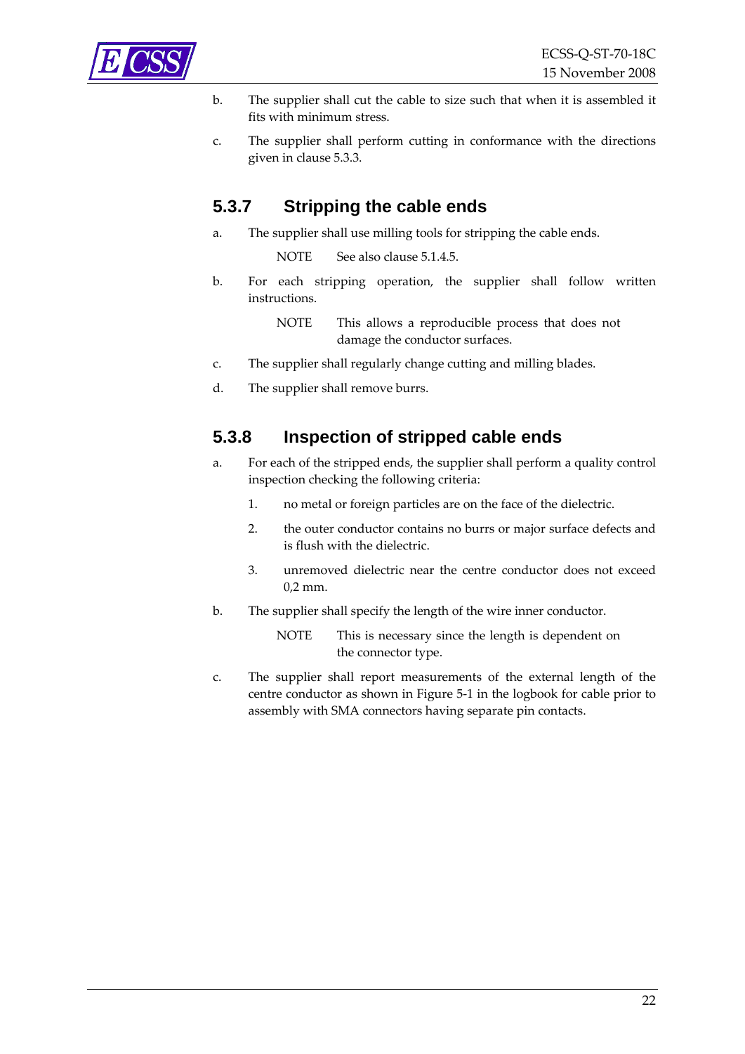b. The supplier shall cut the cable to size such that when it is assembled it fits with minimum stress.

c. The supplier shall perform cutting in conformance with the directions given in clause 5.3.3.

### 5.3.7 Stripping the cable ends

a. The supplier shall use milling tools for stripping the cable ends.

   NOTE See also clause 5.1.4.5.

b. For each stripping operation, the supplier shall follow written instructions.

   NOTE This allows a reproducible process that does not damage the conductor surfaces.

c. The supplier shall regularly change cutting and milling blades.

d. The supplier shall remove burrs.

### 5.3.8 Inspection of stripped cable ends

a. For each of the stripped ends, the supplier shall perform a quality control inspection checking the following criteria:

   1. no metal or foreign particles are on the face of the dielectric.

   2. the outer conductor contains no burrs or major surface defects and is flush with the dielectric.

   3. unremoved dielectric near the centre conductor does not exceed 0,2 mm.

b. The supplier shall specify the length of the wire inner conductor.

   NOTE This is necessary since the length is dependent on the connector type.

c. The supplier shall report measurements of the external length of the centre conductor as shown in Figure 5-1 in the logbook for cable prior to assembly with SMA connectors having separate pin contacts.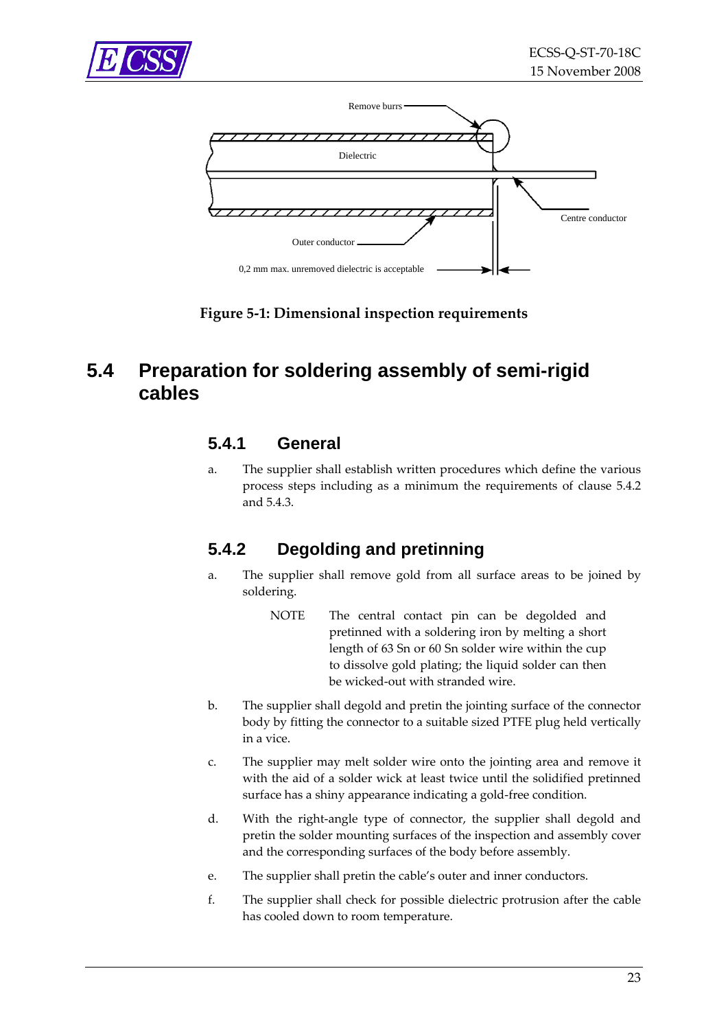Remove burrs

Dielectric

Centre conductor

Outer conductor

0,2 mm max. unremoved dielectric is acceptable

**Figure 5-1: Dimensional inspection requirements**

## 5.4 Preparation for soldering assembly of semi-rigid cables

### 5.4.1 General

a. The supplier shall establish written procedures which define the various process steps including as a minimum the requirements of clause 5.4.2 and 5.4.3.

### 5.4.2 Degolding and pretinning

a. The supplier shall remove gold from all surface areas to be joined by soldering.

> NOTE The central contact pin can be degolded and pretinned with a soldering iron by melting a short length of 63 Sn or 60 Sn solder wire within the cup to dissolve gold plating; the liquid solder can then be wicked-out with stranded wire.

b. The supplier shall degold and pretin the jointing surface of the connector body by fitting the connector to a suitable sized PTFE plug held vertically in a vice.

c. The supplier may melt solder wire onto the jointing area and remove it with the aid of a solder wick at least twice until the solidified pretinned surface has a shiny appearance indicating a gold-free condition.

d. With the right-angle type of connector, the supplier shall degold and pretin the solder mounting surfaces of the inspection and assembly cover and the corresponding surfaces of the body before assembly.

e. The supplier shall pretin the cable's outer and inner conductors.

f. The supplier shall check for possible dielectric protrusion after the cable has cooled down to room temperature.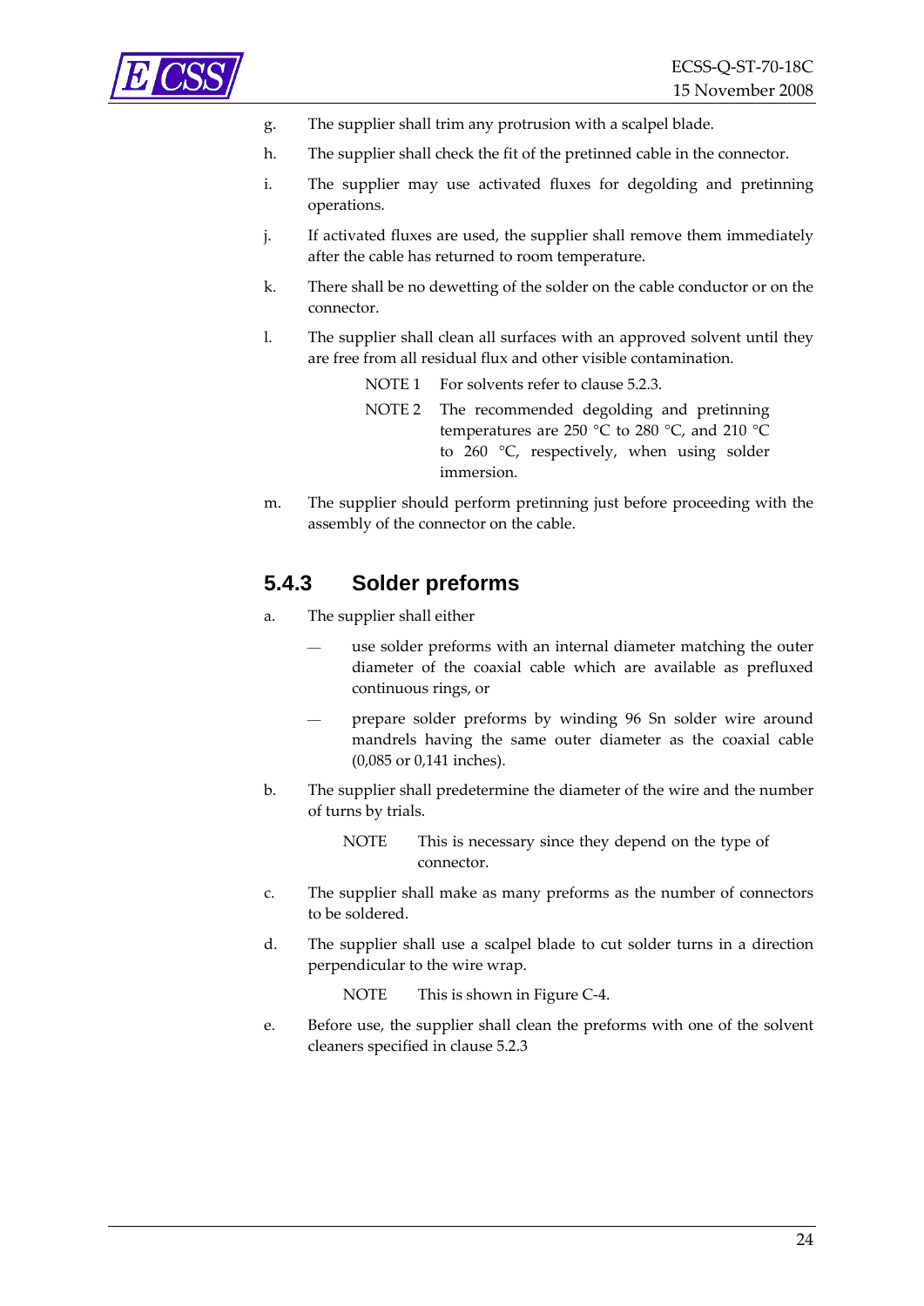g. The supplier shall trim any protrusion with a scalpel blade.

h. The supplier shall check the fit of the pretinned cable in the connector.

i. The supplier may use activated fluxes for degolding and pretinning operations.

j. If activated fluxes are used, the supplier shall remove them immediately after the cable has returned to room temperature.

k. There shall be no dewetting of the solder on the cable conductor or on the connector.

l. The supplier shall clean all surfaces with an approved solvent until they are free from all residual flux and other visible contamination.

NOTE 1 For solvents refer to clause 5.2.3.

NOTE 2 The recommended degolding and pretinning temperatures are 250 °C to 280 °C, and 210 °C to 260 °C, respectively, when using solder immersion.

m. The supplier should perform pretinning just before proceeding with the assembly of the connector on the cable.

### 5.4.3 Solder preforms

a. The supplier shall either

— use solder preforms with an internal diameter matching the outer diameter of the coaxial cable which are available as prefluxed continuous rings, or

— prepare solder preforms by winding 96 Sn solder wire around mandrels having the same outer diameter as the coaxial cable (0,085 or 0,141 inches).

b. The supplier shall predetermine the diameter of the wire and the number of turns by trials.

NOTE This is necessary since they depend on the type of connector.

c. The supplier shall make as many preforms as the number of connectors to be soldered.

d. The supplier shall use a scalpel blade to cut solder turns in a direction perpendicular to the wire wrap.

NOTE This is shown in Figure C-4.

e. Before use, the supplier shall clean the preforms with one of the solvent cleaners specified in clause 5.2.3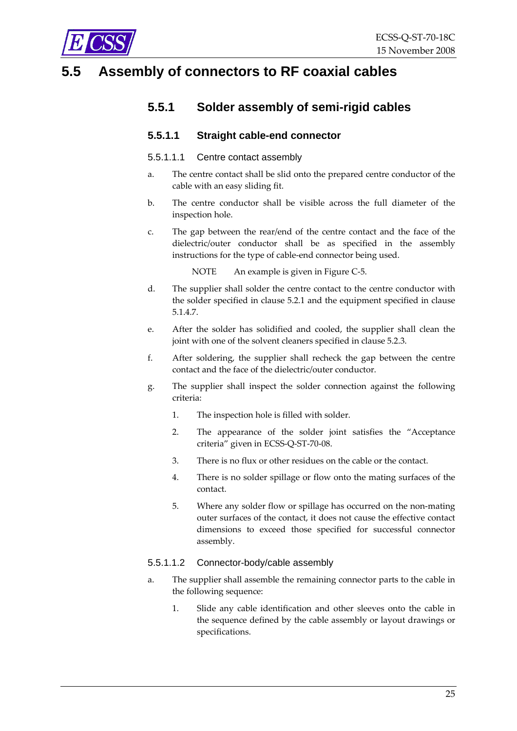# 5.5 Assembly of connectors to RF coaxial cables

## 5.5.1 Solder assembly of semi-rigid cables

### 5.5.1.1 Straight cable-end connector

#### 5.5.1.1.1 Centre contact assembly

a. The centre contact shall be slid onto the prepared centre conductor of the cable with an easy sliding fit.

b. The centre conductor shall be visible across the full diameter of the inspection hole.

c. The gap between the rear/end of the centre contact and the face of the dielectric/outer conductor shall be as specified in the assembly instructions for the type of cable-end connector being used.

   NOTE An example is given in Figure C-5.

d. The supplier shall solder the centre contact to the centre conductor with the solder specified in clause 5.2.1 and the equipment specified in clause 5.1.4.7.

e. After the solder has solidified and cooled, the supplier shall clean the joint with one of the solvent cleaners specified in clause 5.2.3.

f. After soldering, the supplier shall recheck the gap between the centre contact and the face of the dielectric/outer conductor.

g. The supplier shall inspect the solder connection against the following criteria:

   1. The inspection hole is filled with solder.

   2. The appearance of the solder joint satisfies the "Acceptance criteria" given in ECSS-Q-ST-70-08.

   3. There is no flux or other residues on the cable or the contact.

   4. There is no solder spillage or flow onto the mating surfaces of the contact.

   5. Where any solder flow or spillage has occurred on the non-mating outer surfaces of the contact, it does not cause the effective contact dimensions to exceed those specified for successful connector assembly.

#### 5.5.1.1.2 Connector-body/cable assembly

a. The supplier shall assemble the remaining connector parts to the cable in the following sequence:

   1. Slide any cable identification and other sleeves onto the cable in the sequence defined by the cable assembly or layout drawings or specifications.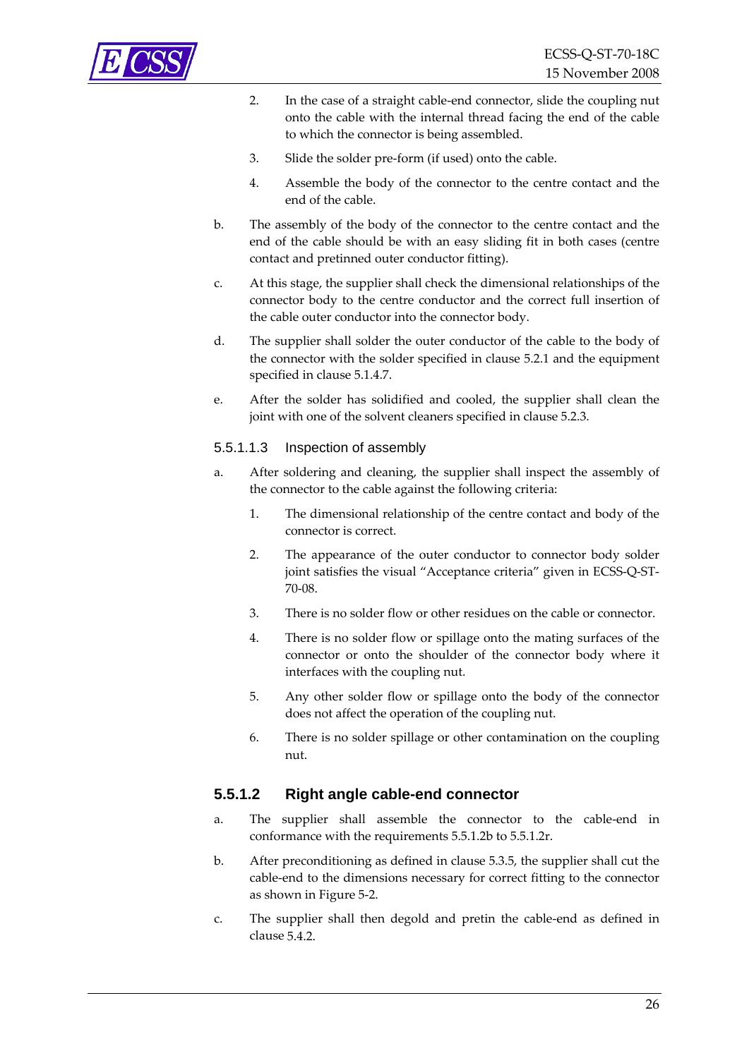2. In the case of a straight cable-end connector, slide the coupling nut onto the cable with the internal thread facing the end of the cable to which the connector is being assembled.

3. Slide the solder pre-form (if used) onto the cable.

4. Assemble the body of the connector to the centre contact and the end of the cable.

b. The assembly of the body of the connector to the centre contact and the end of the cable should be with an easy sliding fit in both cases (centre contact and pretinned outer conductor fitting).

c. At this stage, the supplier shall check the dimensional relationships of the connector body to the centre conductor and the correct full insertion of the cable outer conductor into the connector body.

d. The supplier shall solder the outer conductor of the cable to the body of the connector with the solder specified in clause 5.2.1 and the equipment specified in clause 5.1.4.7.

e. After the solder has solidified and cooled, the supplier shall clean the joint with one of the solvent cleaners specified in clause 5.2.3.

##### 5.5.1.1.3 Inspection of assembly

a. After soldering and cleaning, the supplier shall inspect the assembly of the connector to the cable against the following criteria:

1. The dimensional relationship of the centre contact and body of the connector is correct.

2. The appearance of the outer conductor to connector body solder joint satisfies the visual "Acceptance criteria" given in ECSS-Q-ST-70-08.

3. There is no solder flow or other residues on the cable or connector.

4. There is no solder flow or spillage onto the mating surfaces of the connector or onto the shoulder of the connector body where it interfaces with the coupling nut.

5. Any other solder flow or spillage onto the body of the connector does not affect the operation of the coupling nut.

6. There is no solder spillage or other contamination on the coupling nut.

### 5.5.1.2 Right angle cable-end connector

a. The supplier shall assemble the connector to the cable-end in conformance with the requirements 5.5.1.2b to 5.5.1.2r.

b. After preconditioning as defined in clause 5.3.5, the supplier shall cut the cable-end to the dimensions necessary for correct fitting to the connector as shown in Figure 5-2.

c. The supplier shall then degold and pretin the cable-end as defined in clause 5.4.2.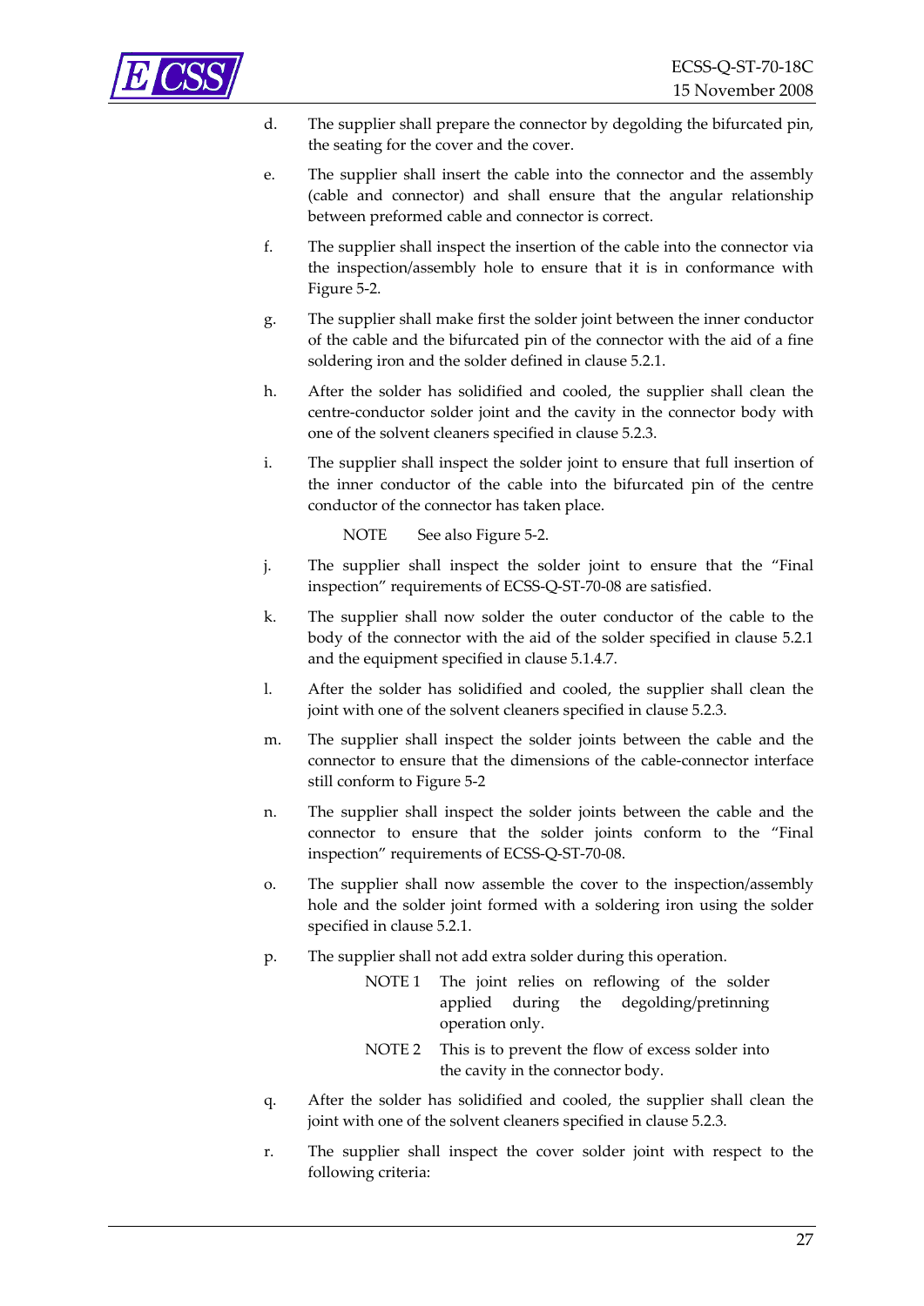d. The supplier shall prepare the connector by degolding the bifurcated pin, the seating for the cover and the cover.

e. The supplier shall insert the cable into the connector and the assembly (cable and connector) and shall ensure that the angular relationship between preformed cable and connector is correct.

f. The supplier shall inspect the insertion of the cable into the connector via the inspection/assembly hole to ensure that it is in conformance with Figure 5-2.

g. The supplier shall make first the solder joint between the inner conductor of the cable and the bifurcated pin of the connector with the aid of a fine soldering iron and the solder defined in clause 5.2.1.

h. After the solder has solidified and cooled, the supplier shall clean the centre-conductor solder joint and the cavity in the connector body with one of the solvent cleaners specified in clause 5.2.3.

i. The supplier shall inspect the solder joint to ensure that full insertion of the inner conductor of the cable into the bifurcated pin of the centre conductor of the connector has taken place.

   NOTE See also Figure 5-2.

j. The supplier shall inspect the solder joint to ensure that the "Final inspection" requirements of ECSS-Q-ST-70-08 are satisfied.

k. The supplier shall now solder the outer conductor of the cable to the body of the connector with the aid of the solder specified in clause 5.2.1 and the equipment specified in clause 5.1.4.7.

l. After the solder has solidified and cooled, the supplier shall clean the joint with one of the solvent cleaners specified in clause 5.2.3.

m. The supplier shall inspect the solder joints between the cable and the connector to ensure that the dimensions of the cable-connector interface still conform to Figure 5-2

n. The supplier shall inspect the solder joints between the cable and the connector to ensure that the solder joints conform to the "Final inspection" requirements of ECSS-Q-ST-70-08.

o. The supplier shall now assemble the cover to the inspection/assembly hole and the solder joint formed with a soldering iron using the solder specified in clause 5.2.1.

p. The supplier shall not add extra solder during this operation.

   NOTE 1 The joint relies on reflowing of the solder applied during the degolding/pretinning operation only.

   NOTE 2 This is to prevent the flow of excess solder into the cavity in the connector body.

q. After the solder has solidified and cooled, the supplier shall clean the joint with one of the solvent cleaners specified in clause 5.2.3.

r. The supplier shall inspect the cover solder joint with respect to the following criteria: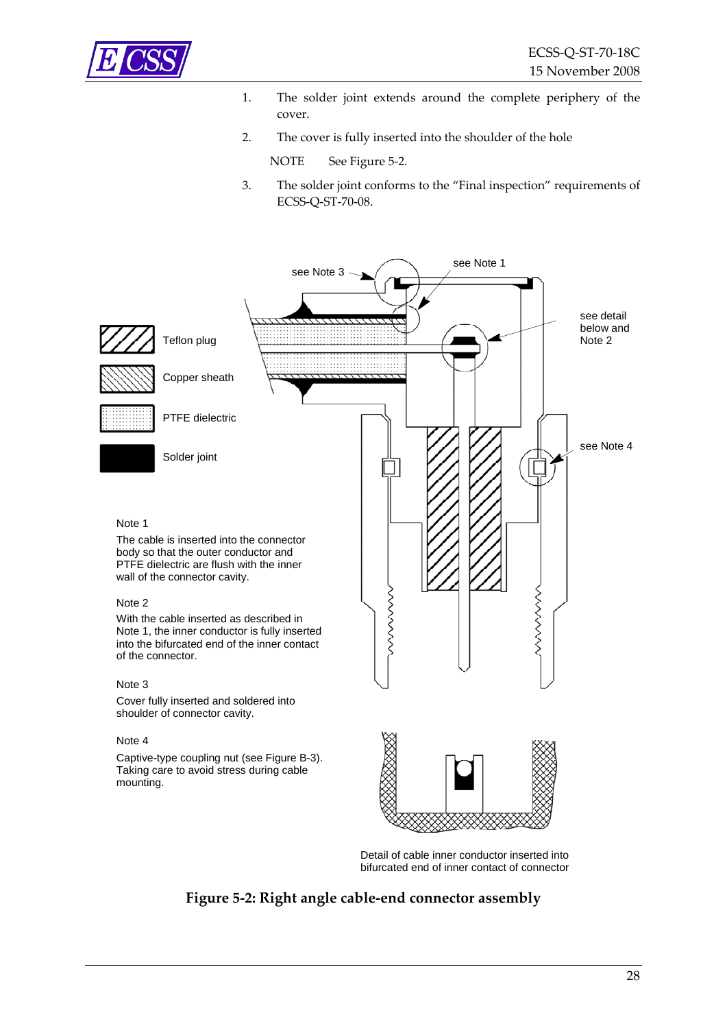1. The solder joint extends around the complete periphery of the cover.

2. The cover is fully inserted into the shoulder of the hole

   NOTE See Figure 5-2.

3. The solder joint conforms to the "Final inspection" requirements of ECSS-Q-ST-70-08.

see Note 3

see Note 1

see detail below and Note 2

see Note 4

Teflon plug

Copper sheath

PTFE dielectric

Solder joint

Note 1

The cable is inserted into the connector body so that the outer conductor and PTFE dielectric are flush with the inner wall of the connector cavity.

Note 2

With the cable inserted as described in Note 1, the inner conductor is fully inserted into the bifurcated end of the inner contact of the connector.

Note 3

Cover fully inserted and soldered into shoulder of connector cavity.

Note 4

Captive-type coupling nut (see Figure B-3). Taking care to avoid stress during cable mounting.

Detail of cable inner conductor inserted into bifurcated end of inner contact of connector

**Figure 5-2: Right angle cable-end connector assembly**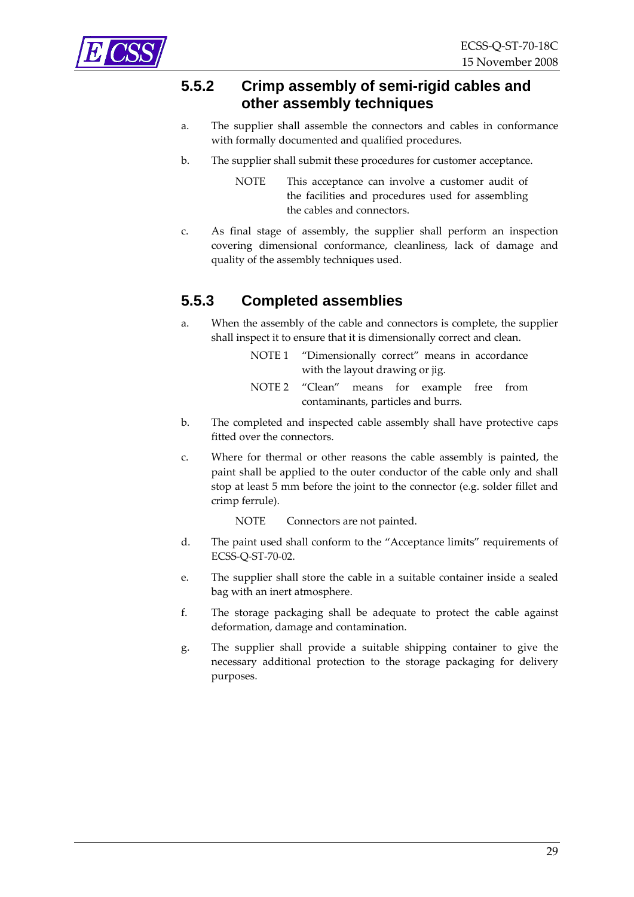### 5.5.2 Crimp assembly of semi-rigid cables and other assembly techniques

a. The supplier shall assemble the connectors and cables in conformance with formally documented and qualified procedures.

b. The supplier shall submit these procedures for customer acceptance.

NOTE This acceptance can involve a customer audit of the facilities and procedures used for assembling the cables and connectors.

c. As final stage of assembly, the supplier shall perform an inspection covering dimensional conformance, cleanliness, lack of damage and quality of the assembly techniques used.

### 5.5.3 Completed assemblies

a. When the assembly of the cable and connectors is complete, the supplier shall inspect it to ensure that it is dimensionally correct and clean.

NOTE 1 "Dimensionally correct" means in accordance with the layout drawing or jig.

NOTE 2 "Clean" means for example free from contaminants, particles and burrs.

b. The completed and inspected cable assembly shall have protective caps fitted over the connectors.

c. Where for thermal or other reasons the cable assembly is painted, the paint shall be applied to the outer conductor of the cable only and shall stop at least 5 mm before the joint to the connector (e.g. solder fillet and crimp ferrule).

NOTE Connectors are not painted.

d. The paint used shall conform to the "Acceptance limits" requirements of ECSS-Q-ST-70-02.

e. The supplier shall store the cable in a suitable container inside a sealed bag with an inert atmosphere.

f. The storage packaging shall be adequate to protect the cable against deformation, damage and contamination.

g. The supplier shall provide a suitable shipping container to give the necessary additional protection to the storage packaging for delivery purposes.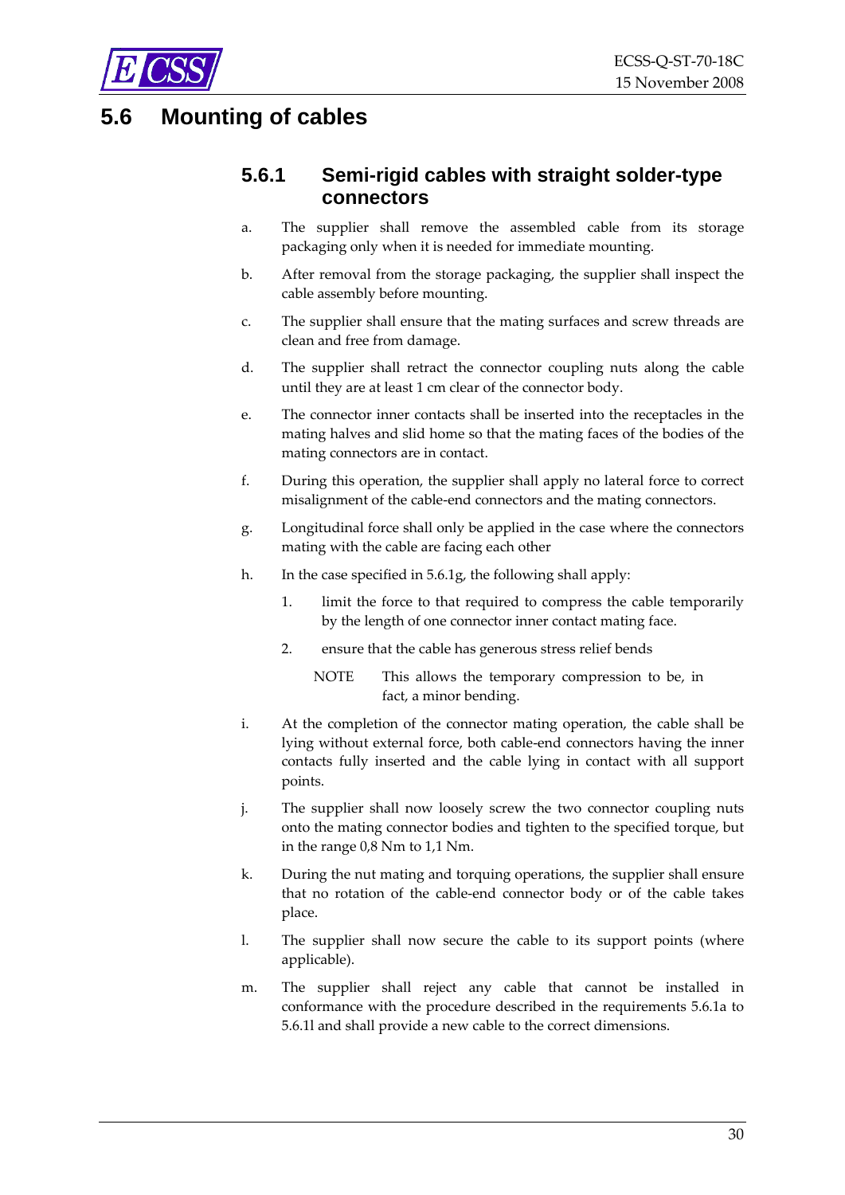## 5.6 Mounting of cables

### 5.6.1 Semi-rigid cables with straight solder-type connectors

a. The supplier shall remove the assembled cable from its storage packaging only when it is needed for immediate mounting.

b. After removal from the storage packaging, the supplier shall inspect the cable assembly before mounting.

c. The supplier shall ensure that the mating surfaces and screw threads are clean and free from damage.

d. The supplier shall retract the connector coupling nuts along the cable until they are at least 1 cm clear of the connector body.

e. The connector inner contacts shall be inserted into the receptacles in the mating halves and slid home so that the mating faces of the bodies of the mating connectors are in contact.

f. During this operation, the supplier shall apply no lateral force to correct misalignment of the cable-end connectors and the mating connectors.

g. Longitudinal force shall only be applied in the case where the connectors mating with the cable are facing each other

h. In the case specified in 5.6.1g, the following shall apply:

   1. limit the force to that required to compress the cable temporarily by the length of one connector inner contact mating face.

   2. ensure that the cable has generous stress relief bends

   NOTE This allows the temporary compression to be, in fact, a minor bending.

i. At the completion of the connector mating operation, the cable shall be lying without external force, both cable-end connectors having the inner contacts fully inserted and the cable lying in contact with all support points.

j. The supplier shall now loosely screw the two connector coupling nuts onto the mating connector bodies and tighten to the specified torque, but in the range 0,8 Nm to 1,1 Nm.

k. During the nut mating and torquing operations, the supplier shall ensure that no rotation of the cable-end connector body or of the cable takes place.

l. The supplier shall now secure the cable to its support points (where applicable).

m. The supplier shall reject any cable that cannot be installed in conformance with the procedure described in the requirements 5.6.1a to 5.6.1l and shall provide a new cable to the correct dimensions.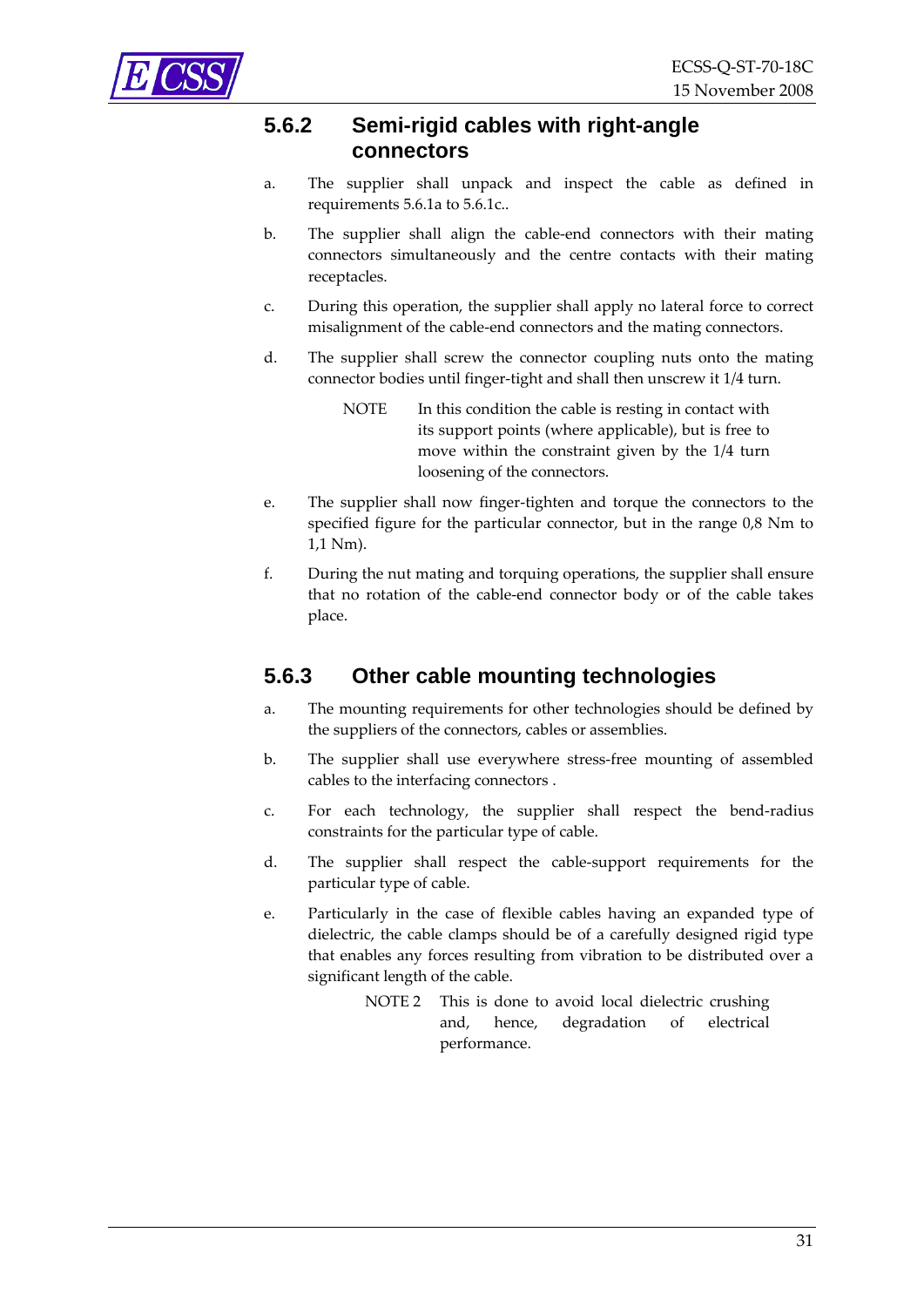### 5.6.2 Semi-rigid cables with right-angle connectors

a. The supplier shall unpack and inspect the cable as defined in requirements 5.6.1a to 5.6.1c..

b. The supplier shall align the cable-end connectors with their mating connectors simultaneously and the centre contacts with their mating receptacles.

c. During this operation, the supplier shall apply no lateral force to correct misalignment of the cable-end connectors and the mating connectors.

d. The supplier shall screw the connector coupling nuts onto the mating connector bodies until finger-tight and shall then unscrew it 1/4 turn.

   NOTE In this condition the cable is resting in contact with its support points (where applicable), but is free to move within the constraint given by the 1/4 turn loosening of the connectors.

e. The supplier shall now finger-tighten and torque the connectors to the specified figure for the particular connector, but in the range 0,8 Nm to 1,1 Nm).

f. During the nut mating and torquing operations, the supplier shall ensure that no rotation of the cable-end connector body or of the cable takes place.

### 5.6.3 Other cable mounting technologies

a. The mounting requirements for other technologies should be defined by the suppliers of the connectors, cables or assemblies.

b. The supplier shall use everywhere stress-free mounting of assembled cables to the interfacing connectors .

c. For each technology, the supplier shall respect the bend-radius constraints for the particular type of cable.

d. The supplier shall respect the cable-support requirements for the particular type of cable.

e. Particularly in the case of flexible cables having an expanded type of dielectric, the cable clamps should be of a carefully designed rigid type that enables any forces resulting from vibration to be distributed over a significant length of the cable.

   NOTE 2 This is done to avoid local dielectric crushing and, hence, degradation of electrical performance.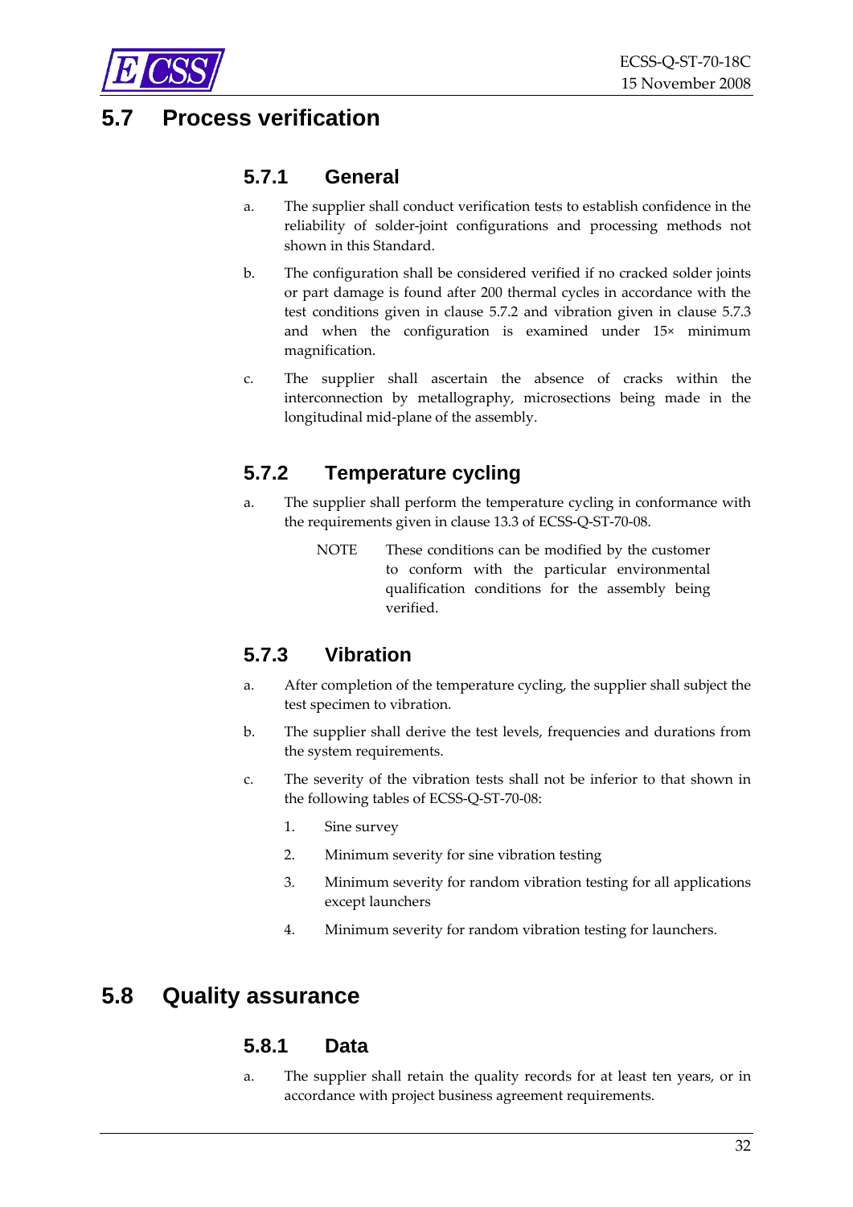## 5.7 Process verification

### 5.7.1 General

a. The supplier shall conduct verification tests to establish confidence in the reliability of solder-joint configurations and processing methods not shown in this Standard.

b. The configuration shall be considered verified if no cracked solder joints or part damage is found after 200 thermal cycles in accordance with the test conditions given in clause 5.7.2 and vibration given in clause 5.7.3 and when the configuration is examined under 15× minimum magnification.

c. The supplier shall ascertain the absence of cracks within the interconnection by metallography, microsections being made in the longitudinal mid-plane of the assembly.

### 5.7.2 Temperature cycling

a. The supplier shall perform the temperature cycling in conformance with the requirements given in clause 13.3 of ECSS-Q-ST-70-08.

> NOTE These conditions can be modified by the customer to conform with the particular environmental qualification conditions for the assembly being verified.

### 5.7.3 Vibration

a. After completion of the temperature cycling, the supplier shall subject the test specimen to vibration.

b. The supplier shall derive the test levels, frequencies and durations from the system requirements.

c. The severity of the vibration tests shall not be inferior to that shown in the following tables of ECSS-Q-ST-70-08:

   1. Sine survey
   2. Minimum severity for sine vibration testing
   3. Minimum severity for random vibration testing for all applications except launchers
   4. Minimum severity for random vibration testing for launchers.

## 5.8 Quality assurance

### 5.8.1 Data

a. The supplier shall retain the quality records for at least ten years, or in accordance with project business agreement requirements.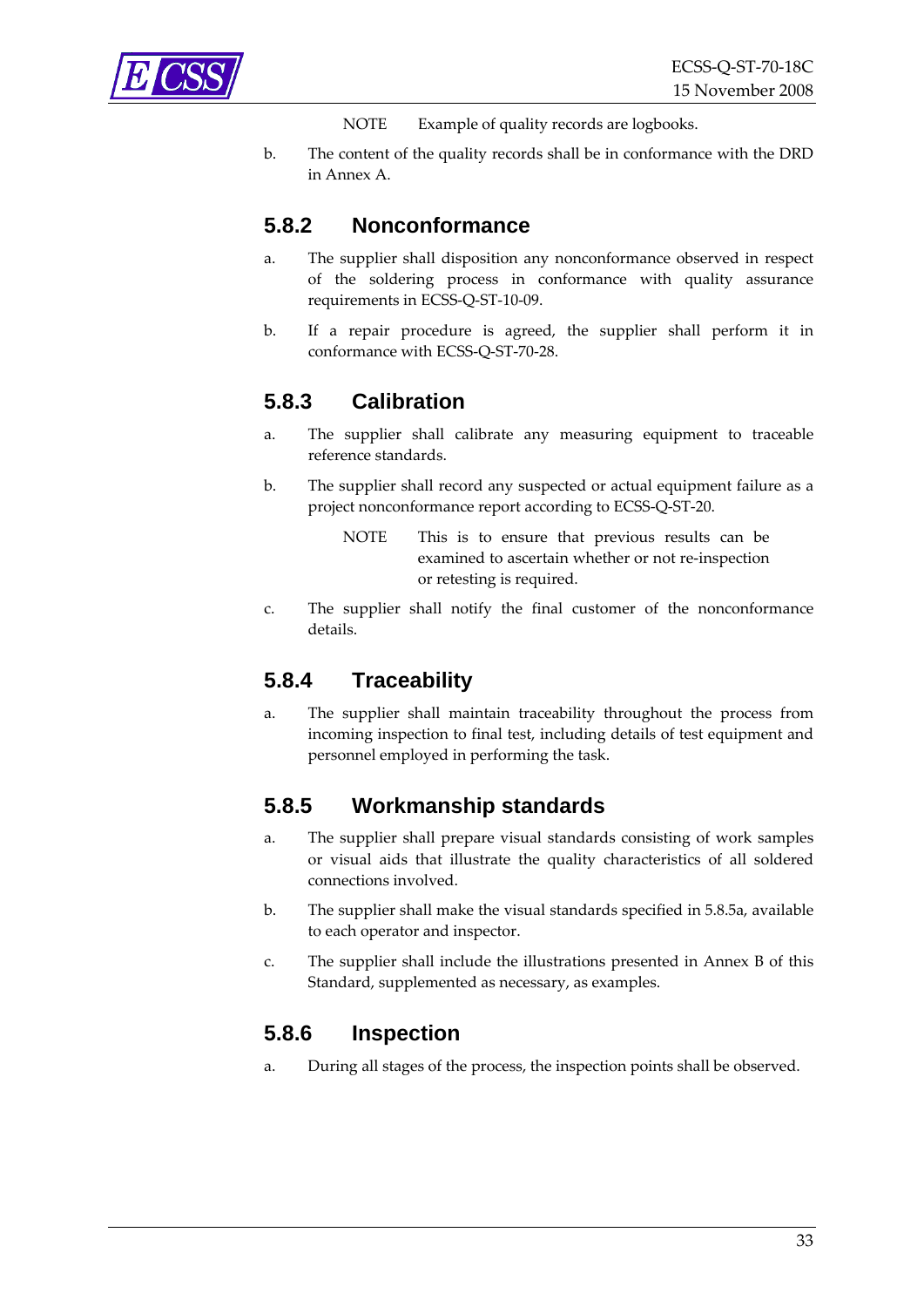NOTE Example of quality records are logbooks.

b. The content of the quality records shall be in conformance with the DRD in Annex A.

### 5.8.2 Nonconformance

a. The supplier shall disposition any nonconformance observed in respect of the soldering process in conformance with quality assurance requirements in ECSS-Q-ST-10-09.

b. If a repair procedure is agreed, the supplier shall perform it in conformance with ECSS-Q-ST-70-28.

### 5.8.3 Calibration

a. The supplier shall calibrate any measuring equipment to traceable reference standards.

b. The supplier shall record any suspected or actual equipment failure as a project nonconformance report according to ECSS-Q-ST-20.

NOTE This is to ensure that previous results can be examined to ascertain whether or not re-inspection or retesting is required.

c. The supplier shall notify the final customer of the nonconformance details.

### 5.8.4 Traceability

a. The supplier shall maintain traceability throughout the process from incoming inspection to final test, including details of test equipment and personnel employed in performing the task.

### 5.8.5 Workmanship standards

a. The supplier shall prepare visual standards consisting of work samples or visual aids that illustrate the quality characteristics of all soldered connections involved.

b. The supplier shall make the visual standards specified in 5.8.5a, available to each operator and inspector.

c. The supplier shall include the illustrations presented in Annex B of this Standard, supplemented as necessary, as examples.

### 5.8.6 Inspection

a. During all stages of the process, the inspection points shall be observed.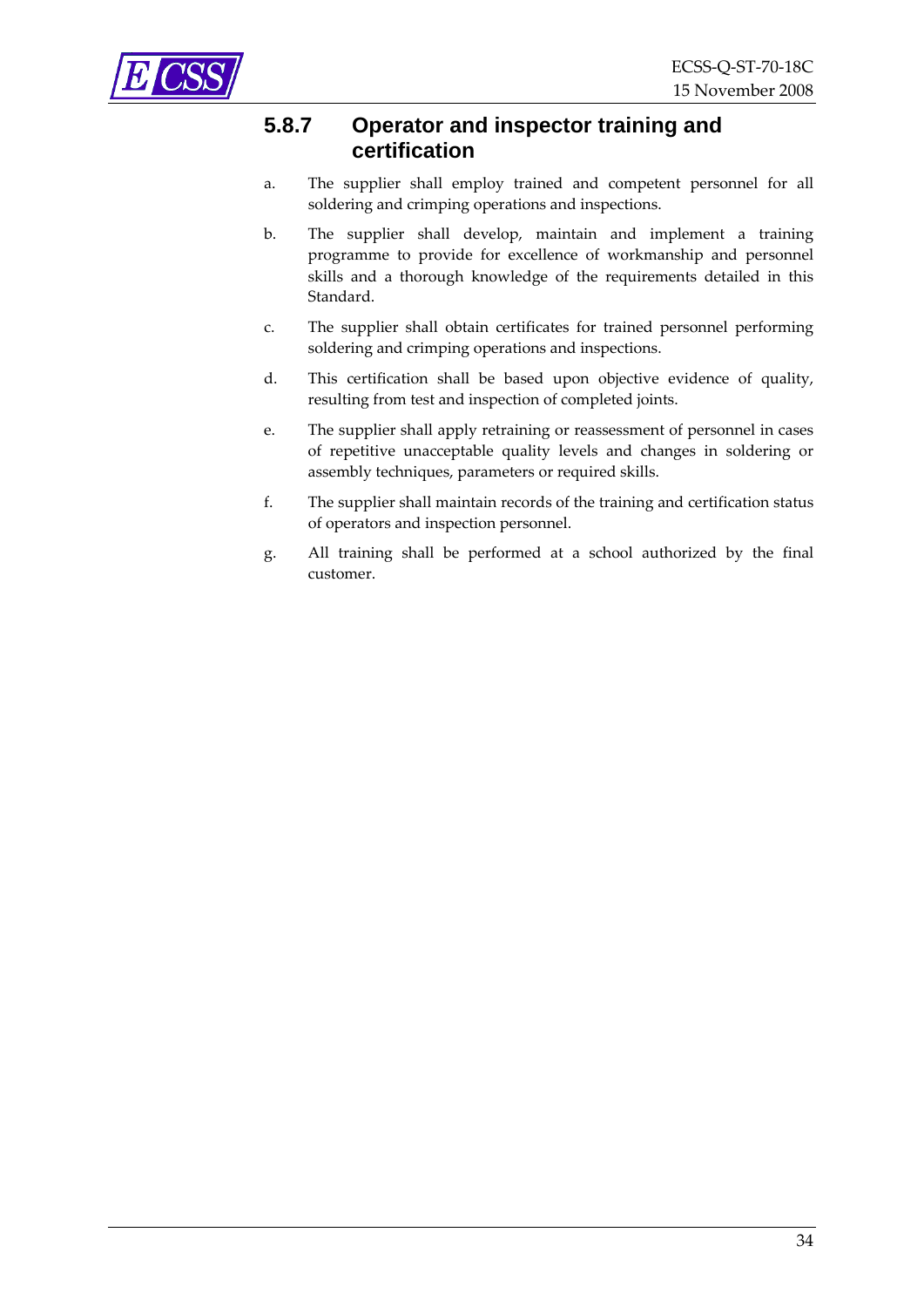### 5.8.7 Operator and inspector training and certification

a. The supplier shall employ trained and competent personnel for all soldering and crimping operations and inspections.

b. The supplier shall develop, maintain and implement a training programme to provide for excellence of workmanship and personnel skills and a thorough knowledge of the requirements detailed in this Standard.

c. The supplier shall obtain certificates for trained personnel performing soldering and crimping operations and inspections.

d. This certification shall be based upon objective evidence of quality, resulting from test and inspection of completed joints.

e. The supplier shall apply retraining or reassessment of personnel in cases of repetitive unacceptable quality levels and changes in soldering or assembly techniques, parameters or required skills.

f. The supplier shall maintain records of the training and certification status of operators and inspection personnel.

g. All training shall be performed at a school authorized by the final customer.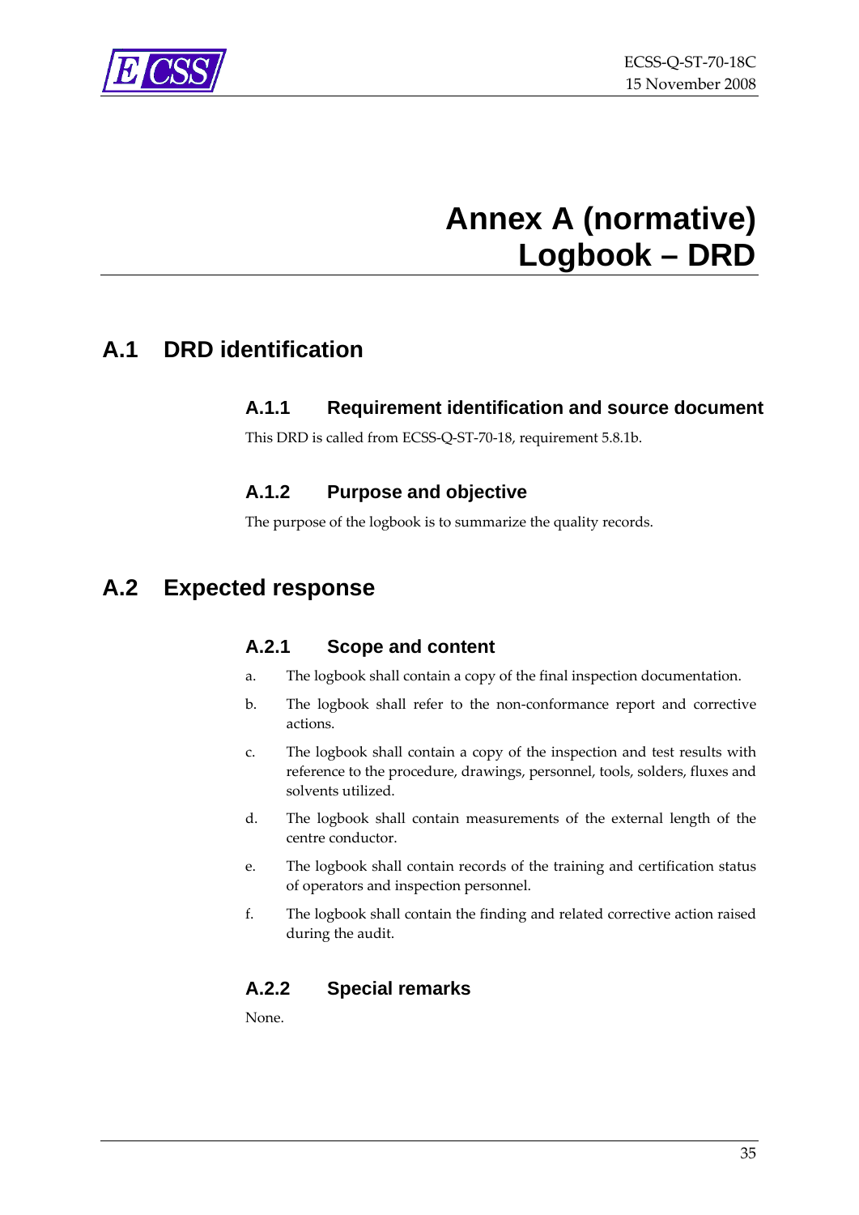# Annex A (normative) Logbook – DRD

## A.1 DRD identification

### A.1.1 Requirement identification and source document

This DRD is called from ECSS-Q-ST-70-18, requirement 5.8.1b.

### A.1.2 Purpose and objective

The purpose of the logbook is to summarize the quality records.

## A.2 Expected response

### A.2.1 Scope and content

a. The logbook shall contain a copy of the final inspection documentation.

b. The logbook shall refer to the non-conformance report and corrective actions.

c. The logbook shall contain a copy of the inspection and test results with reference to the procedure, drawings, personnel, tools, solders, fluxes and solvents utilized.

d. The logbook shall contain measurements of the external length of the centre conductor.

e. The logbook shall contain records of the training and certification status of operators and inspection personnel.

f. The logbook shall contain the finding and related corrective action raised during the audit.

### A.2.2 Special remarks

None.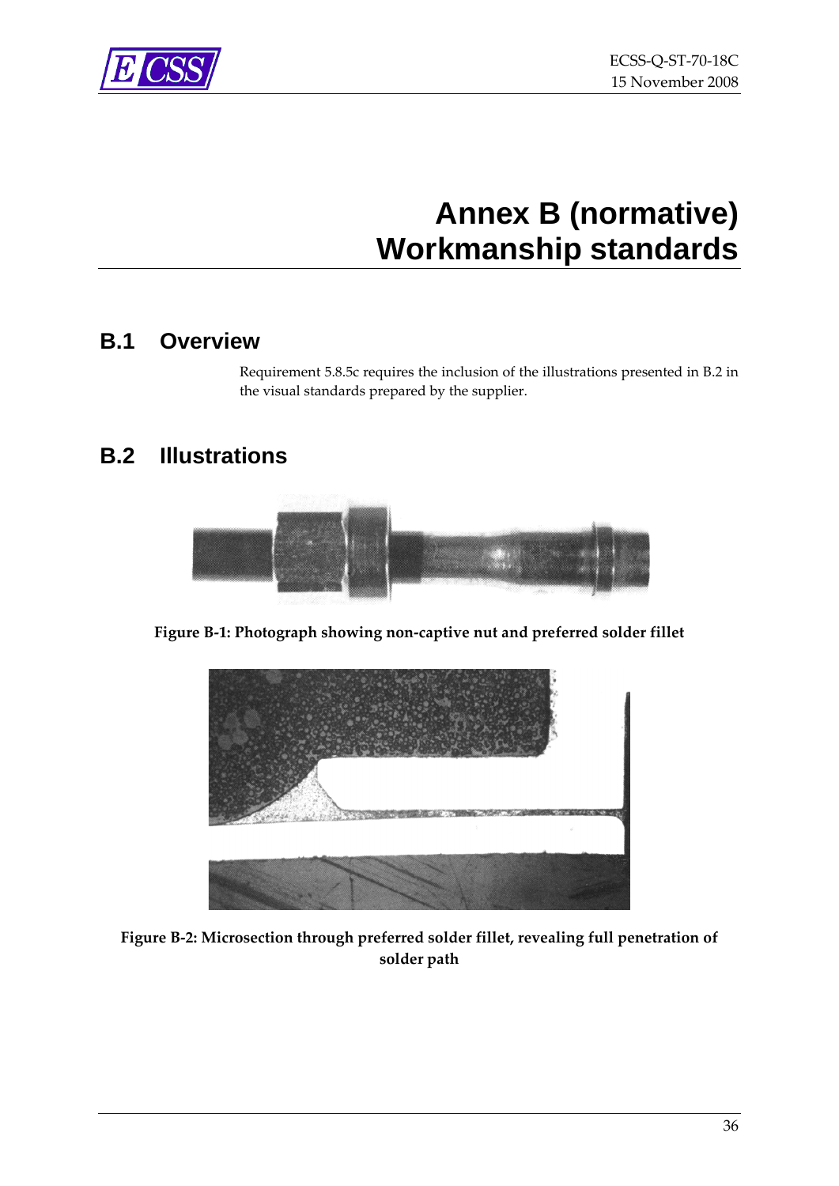# Annex B (normative) Workmanship standards

## B.1 Overview

Requirement 5.8.5c requires the inclusion of the illustrations presented in B.2 in the visual standards prepared by the supplier.

## B.2 Illustrations

**Figure B-1: Photograph showing non-captive nut and preferred solder fillet**

**Figure B-2: Microsection through preferred solder fillet, revealing full penetration of solder path**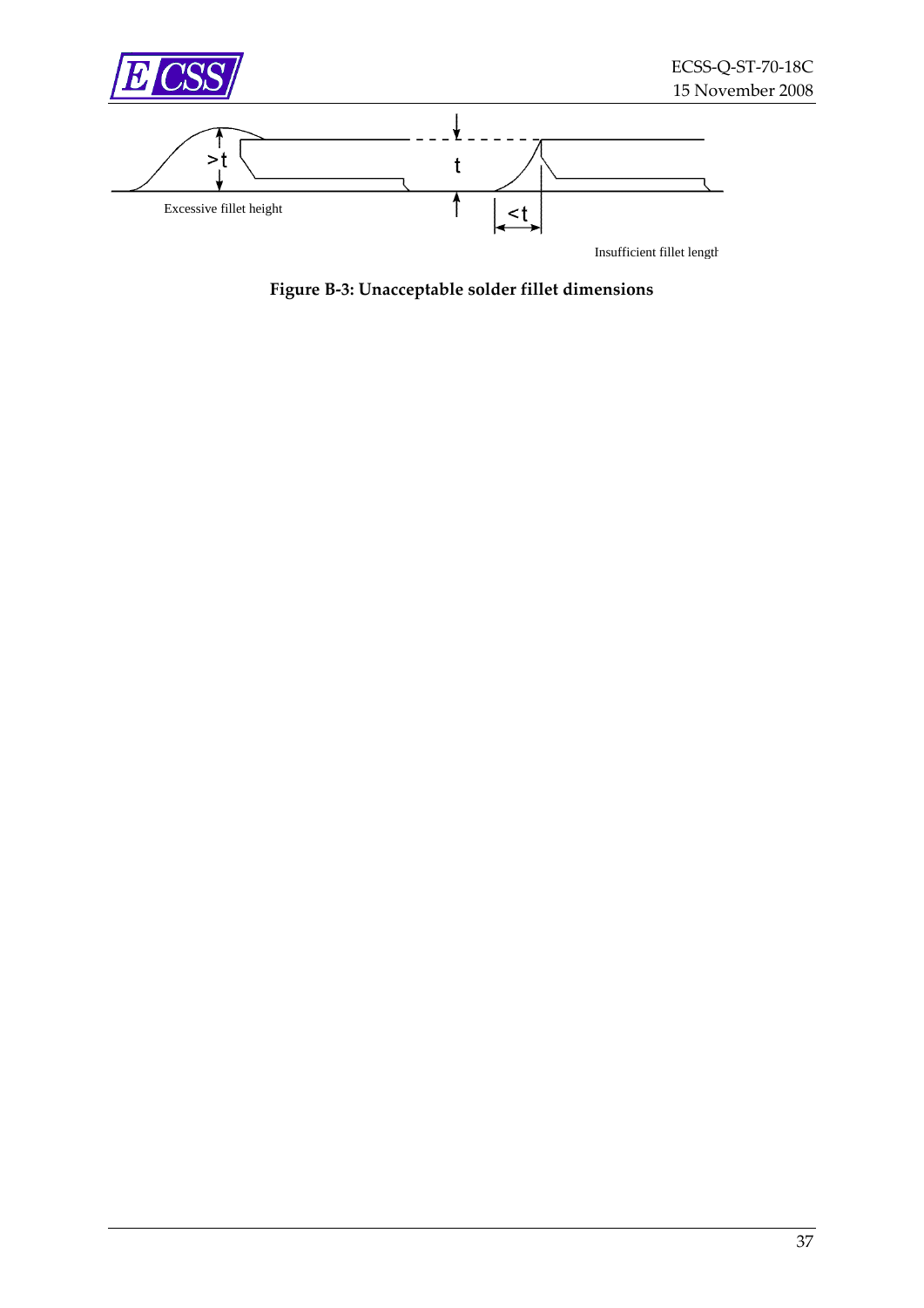Excessive fillet height

Insufficient fillet length

**Figure B-3: Unacceptable solder fillet dimensions**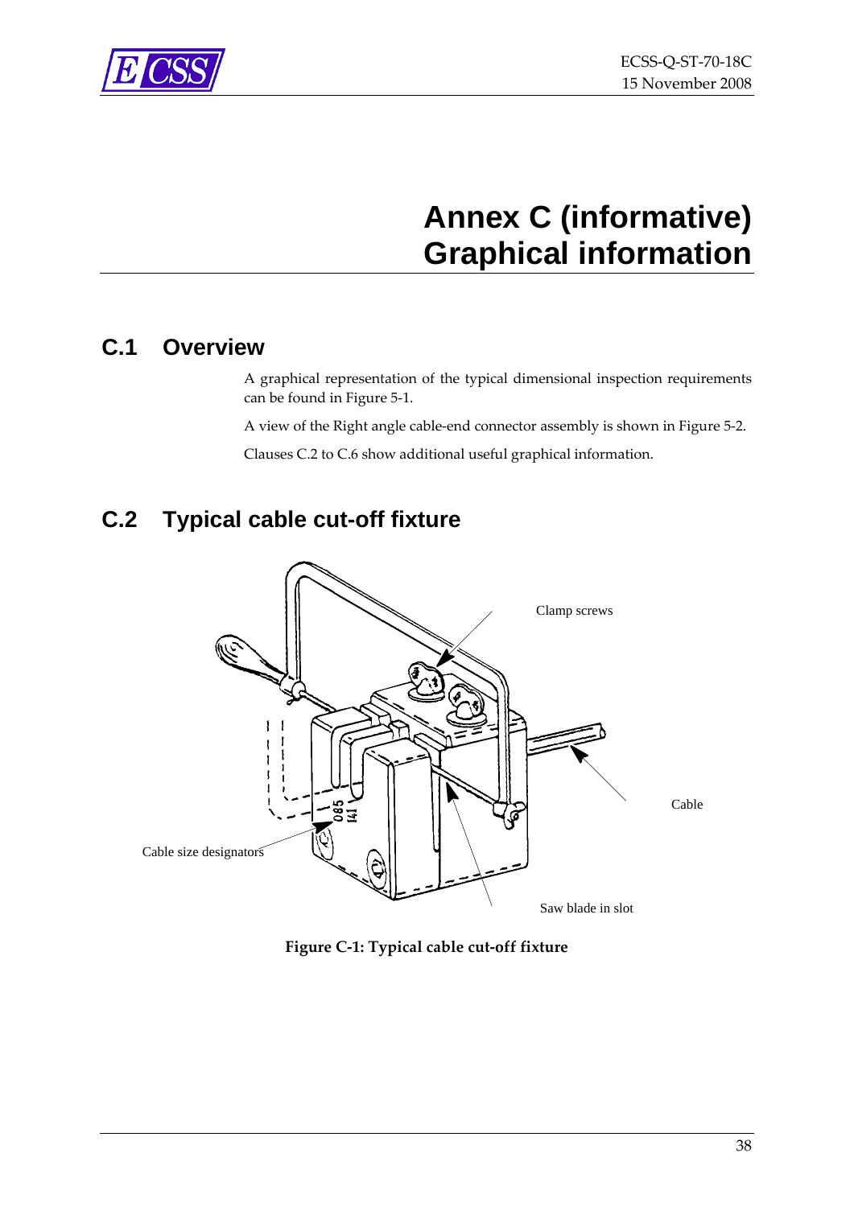# Annex C (informative) Graphical information

## C.1 Overview

A graphical representation of the typical dimensional inspection requirements can be found in Figure 5-1.

A view of the Right angle cable-end connector assembly is shown in Figure 5-2.

Clauses C.2 to C.6 show additional useful graphical information.

## C.2 Typical cable cut-off fixture

**Figure C-1: Typical cable cut-off fixture**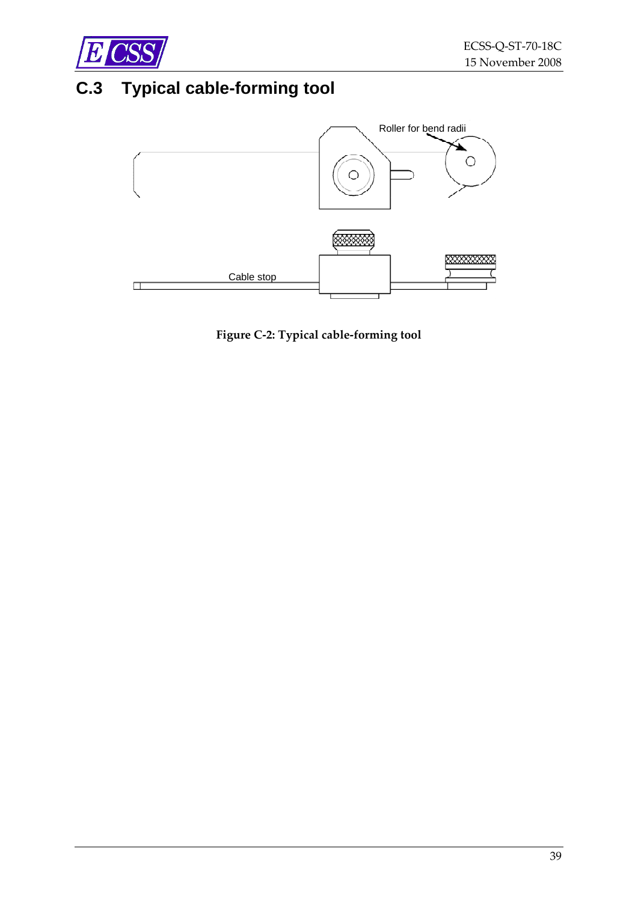## C.3 Typical cable-forming tool

Roller for bend radii

Cable stop

**Figure C-2: Typical cable-forming tool**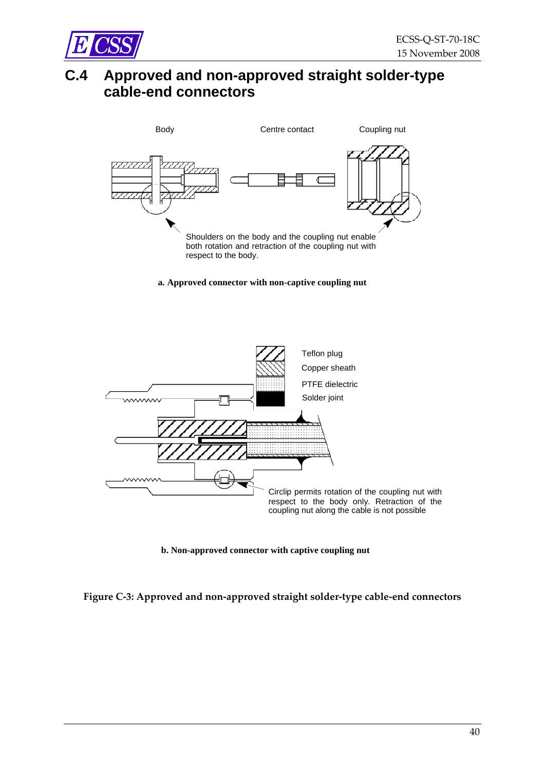## C.4 Approved and non-approved straight solder-type cable-end connectors

Body

Centre contact

Coupling nut

Shoulders on the body and the coupling nut enable both rotation and retraction of the coupling nut with respect to the body.

**a. Approved connector with non-captive coupling nut**

Teflon plug

Copper sheath

PTFE dielectric

Solder joint

Circlip permits rotation of the coupling nut with respect to the body only. Retraction of the coupling nut along the cable is not possible

**b. Non-approved connector with captive coupling nut**

**Figure C-3: Approved and non-approved straight solder-type cable-end connectors**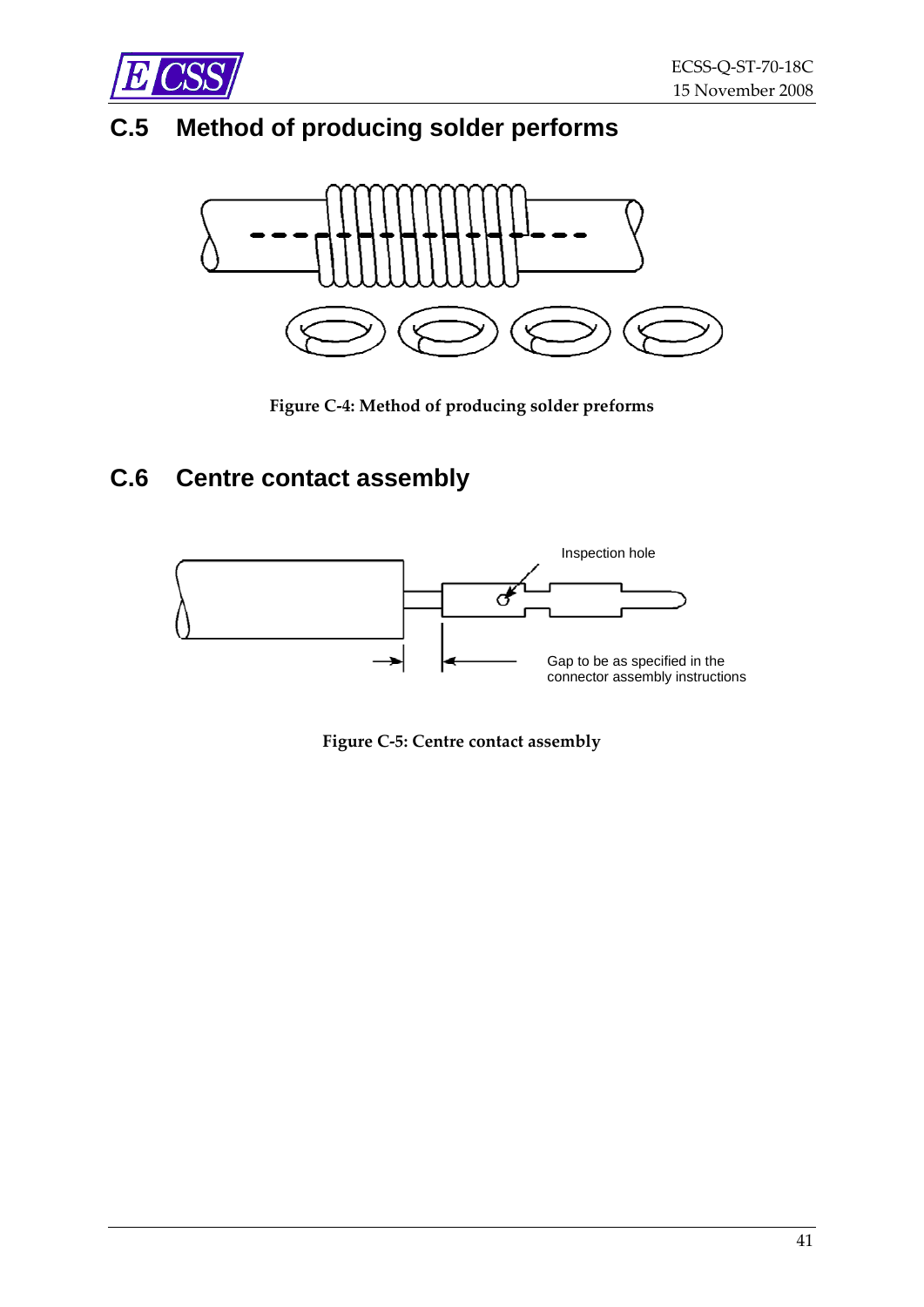## C.5 Method of producing solder performs

**Figure C-4: Method of producing solder preforms**

## C.6 Centre contact assembly

Inspection hole

Gap to be as specified in the connector assembly instructions

**Figure C-5: Centre contact assembly**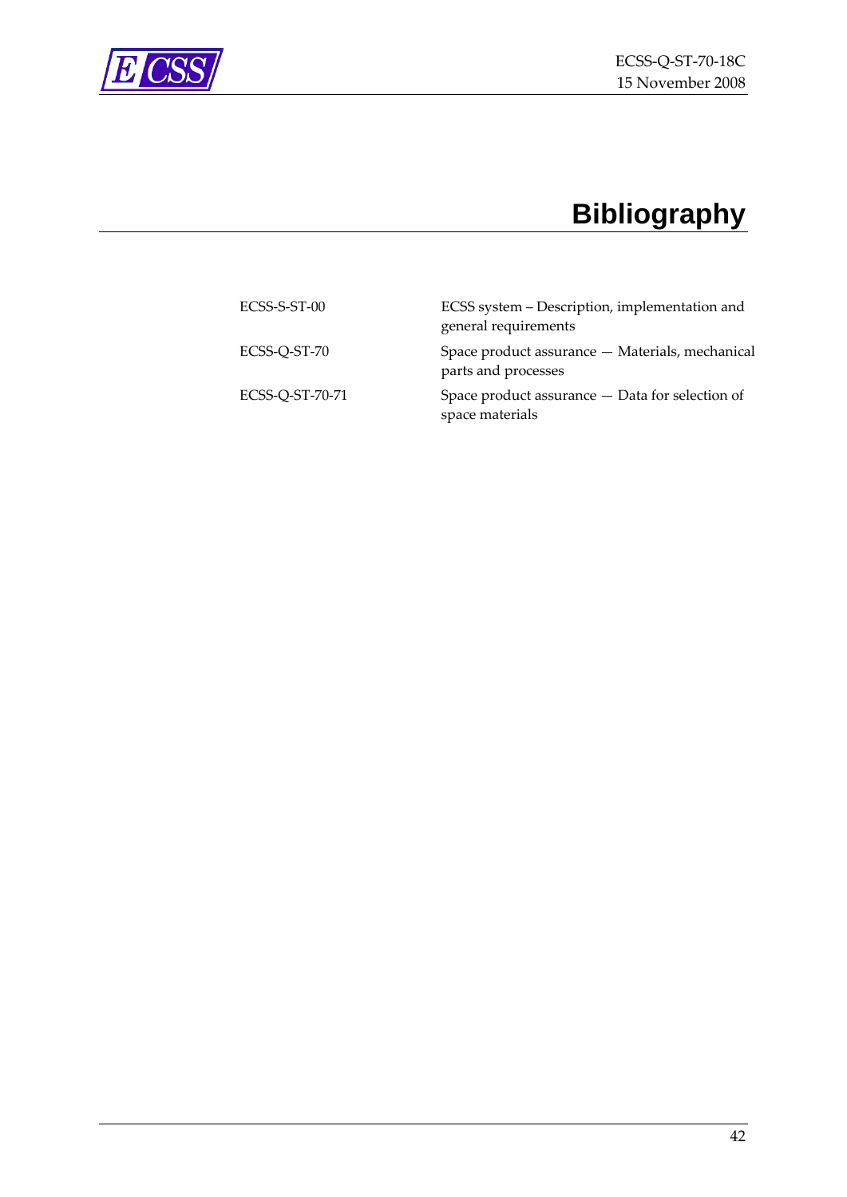# Bibliography

| | |
|---|---|
| ECSS-S-ST-00 | ECSS system – Description, implementation and general requirements |
| ECSS-Q-ST-70 | Space product assurance — Materials, mechanical parts and processes |
| ECSS-Q-ST-70-71 | Space product assurance — Data for selection of space materials |